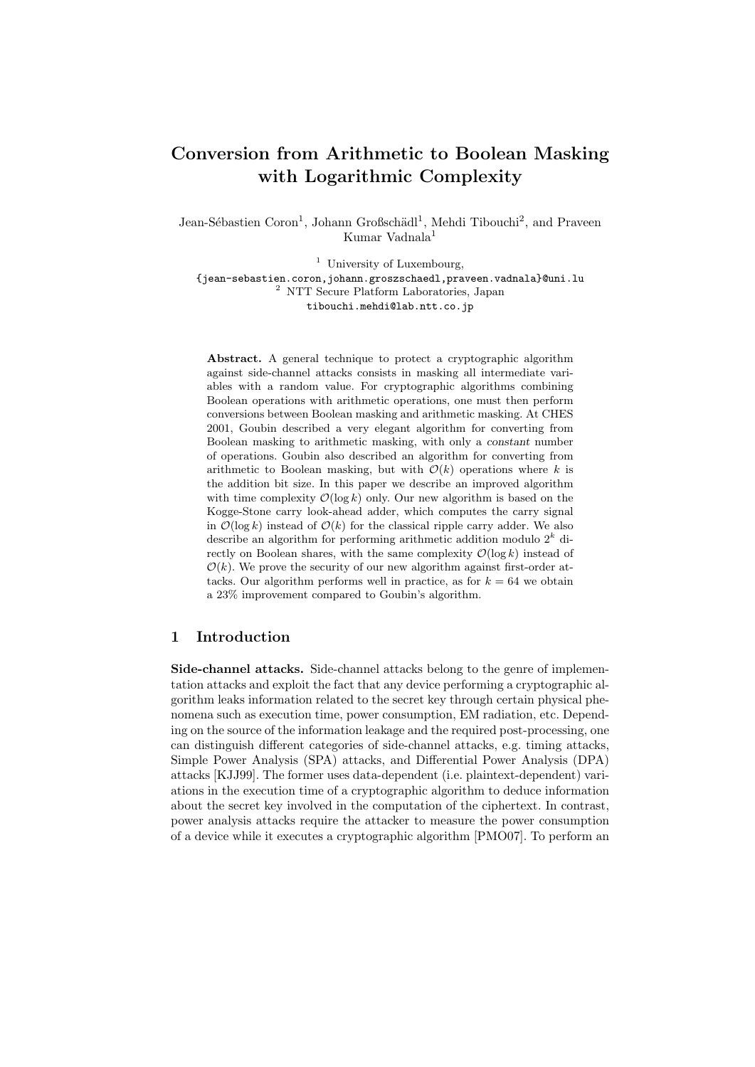# Conversion from Arithmetic to Boolean Masking with Logarithmic Complexity

Jean-Sébastien Coron[1], Johann Großschädl[1], Mehdi Tibouchi[2], and Praveen Kumar Vadnala[1]

[1] University of Luxembourg,
{jean-sebastien.coron,johann.groszschaedl,praveen.vadnala}@uni.lu
[2] NTT Secure Platform Laboratories, Japan
tibouchi.mehdi@lab.ntt.co.jp

**Abstract.** A general technique to protect a cryptographic algorithm against side-channel attacks consists in masking all intermediate variables with a random value. For cryptographic algorithms combining Boolean operations with arithmetic operations, one must then perform conversions between Boolean masking and arithmetic masking. At CHES 2001, Goubin described a very elegant algorithm for converting from Boolean masking to arithmetic masking, with only a *constant* number of operations. Goubin also described an algorithm for converting from arithmetic to Boolean masking, but with $\mathcal{O}(k)$ operations where $k$ is the addition bit size. In this paper we describe an improved algorithm with time complexity $\mathcal{O}(\log k)$ only. Our new algorithm is based on the Kogge-Stone carry look-ahead adder, which computes the carry signal in $\mathcal{O}(\log k)$ instead of $\mathcal{O}(k)$ for the classical ripple carry adder. We also describe an algorithm for performing arithmetic addition modulo $2^k$ directly on Boolean shares, with the same complexity $\mathcal{O}(\log k)$ instead of $\mathcal{O}(k)$. We prove the security of our new algorithm against first-order attacks. Our algorithm performs well in practice, as for $k = 64$ we obtain a 23% improvement compared to Goubin's algorithm.

## 1 Introduction

**Side-channel attacks.** Side-channel attacks belong to the genre of implementation attacks and exploit the fact that any device performing a cryptographic algorithm leaks information related to the secret key through certain physical phenomena such as execution time, power consumption, EM radiation, etc. Depending on the source of the information leakage and the required post-processing, one can distinguish different categories of side-channel attacks, e.g. timing attacks, Simple Power Analysis (SPA) attacks, and Differential Power Analysis (DPA) attacks [KJJ99]. The former uses data-dependent (i.e. plaintext-dependent) variations in the execution time of a cryptographic algorithm to deduce information about the secret key involved in the computation of the ciphertext. In contrast, power analysis attacks require the attacker to measure the power consumption of a device while it executes a cryptographic algorithm [PMO07]. To perform an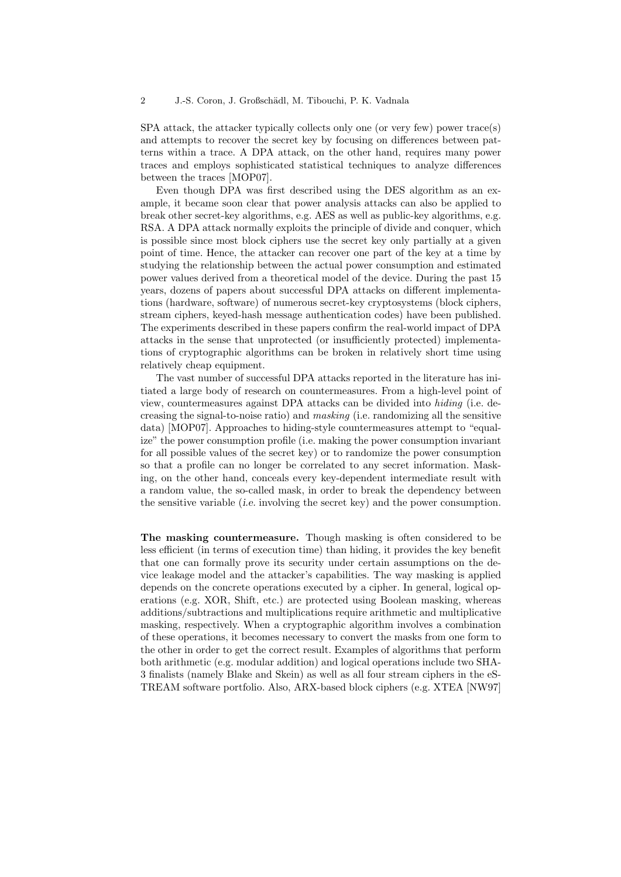SPA attack, the attacker typically collects only one (or very few) power trace(s) and attempts to recover the secret key by focusing on differences between patterns within a trace. A DPA attack, on the other hand, requires many power traces and employs sophisticated statistical techniques to analyze differences between the traces [MOP07].

Even though DPA was first described using the DES algorithm as an example, it became soon clear that power analysis attacks can also be applied to break other secret-key algorithms, e.g. AES as well as public-key algorithms, e.g. RSA. A DPA attack normally exploits the principle of divide and conquer, which is possible since most block ciphers use the secret key only partially at a given point of time. Hence, the attacker can recover one part of the key at a time by studying the relationship between the actual power consumption and estimated power values derived from a theoretical model of the device. During the past 15 years, dozens of papers about successful DPA attacks on different implementations (hardware, software) of numerous secret-key cryptosystems (block ciphers, stream ciphers, keyed-hash message authentication codes) have been published. The experiments described in these papers confirm the real-world impact of DPA attacks in the sense that unprotected (or insufficiently protected) implementations of cryptographic algorithms can be broken in relatively short time using relatively cheap equipment.

The vast number of successful DPA attacks reported in the literature has initiated a large body of research on countermeasures. From a high-level point of view, countermeasures against DPA attacks can be divided into *hiding* (i.e. decreasing the signal-to-noise ratio) and *masking* (i.e. randomizing all the sensitive data) [MOP07]. Approaches to hiding-style countermeasures attempt to "equalize" the power consumption profile (i.e. making the power consumption invariant for all possible values of the secret key) or to randomize the power consumption so that a profile can no longer be correlated to any secret information. Masking, on the other hand, conceals every key-dependent intermediate result with a random value, the so-called mask, in order to break the dependency between the sensitive variable (*i.e.* involving the secret key) and the power consumption.

**The masking countermeasure.** Though masking is often considered to be less efficient (in terms of execution time) than hiding, it provides the key benefit that one can formally prove its security under certain assumptions on the device leakage model and the attacker's capabilities. The way masking is applied depends on the concrete operations executed by a cipher. In general, logical operations (e.g. XOR, Shift, etc.) are protected using Boolean masking, whereas additions/subtractions and multiplications require arithmetic and multiplicative masking, respectively. When a cryptographic algorithm involves a combination of these operations, it becomes necessary to convert the masks from one form to the other in order to get the correct result. Examples of algorithms that perform both arithmetic (e.g. modular addition) and logical operations include two SHA-3 finalists (namely Blake and Skein) as well as all four stream ciphers in the eSTREAM software portfolio. Also, ARX-based block ciphers (e.g. XTEA [NW97]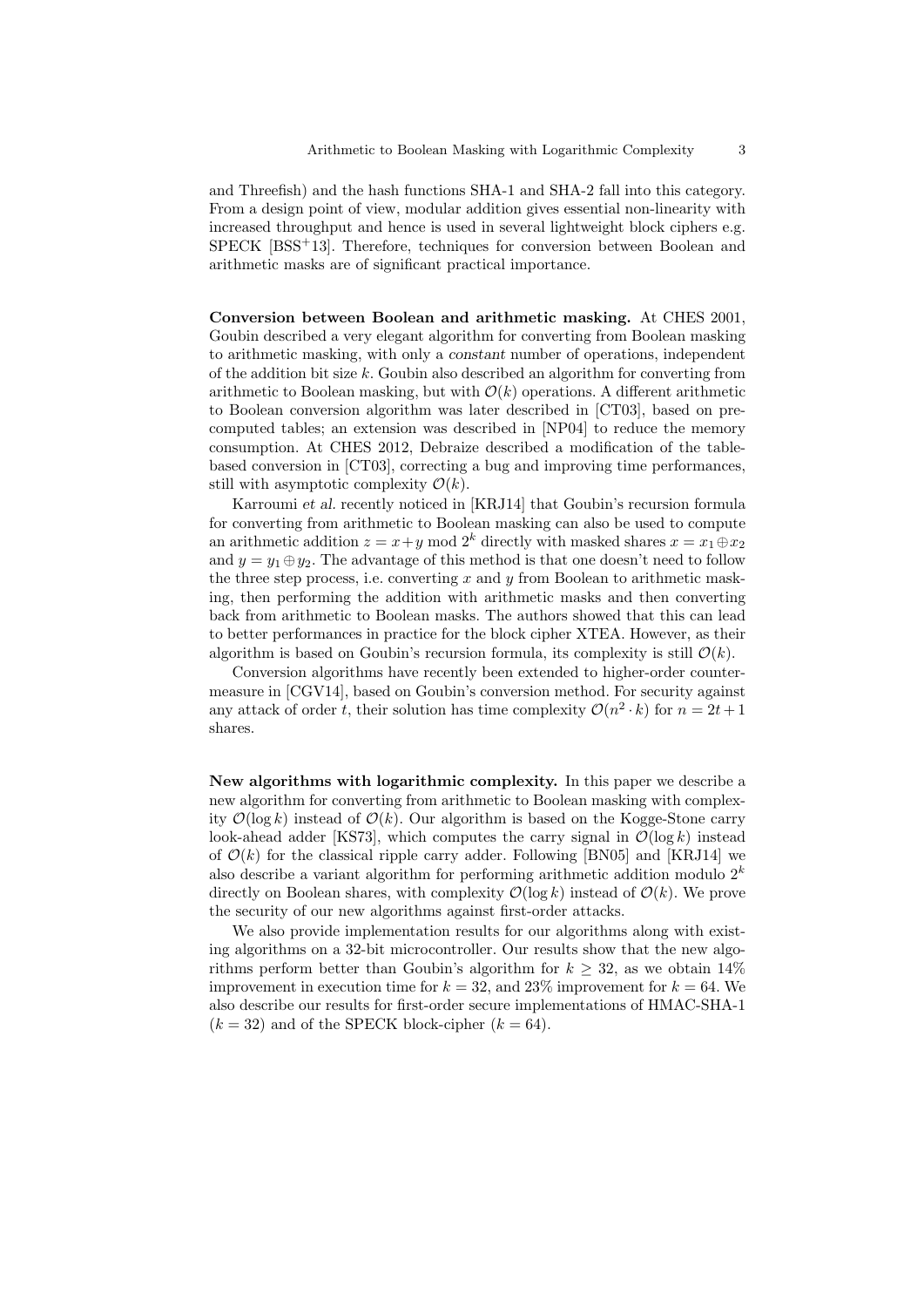and Threefish) and the hash functions SHA-1 and SHA-2 fall into this category. From a design point of view, modular addition gives essential non-linearity with increased throughput and hence is used in several lightweight block ciphers e.g. SPECK [BSS+13]. Therefore, techniques for conversion between Boolean and arithmetic masks are of significant practical importance.

**Conversion between Boolean and arithmetic masking.** At CHES 2001, Goubin described a very elegant algorithm for converting from Boolean masking to arithmetic masking, with only a *constant* number of operations, independent of the addition bit size $k$. Goubin also described an algorithm for converting from arithmetic to Boolean masking, but with $\mathcal{O}(k)$ operations. A different arithmetic to Boolean conversion algorithm was later described in [CT03], based on precomputed tables; an extension was described in [NP04] to reduce the memory consumption. At CHES 2012, Debraize described a modification of the table-based conversion in [CT03], correcting a bug and improving time performances, still with asymptotic complexity $\mathcal{O}(k)$.

Karroumi *et al.* recently noticed in [KRJ14] that Goubin's recursion formula for converting from arithmetic to Boolean masking can also be used to compute an arithmetic addition $z = x + y \bmod 2^k$ directly with masked shares $x = x_1 \oplus x_2$ and $y = y_1 \oplus y_2$. The advantage of this method is that one doesn't need to follow the three step process, i.e. converting $x$ and $y$ from Boolean to arithmetic masking, then performing the addition with arithmetic masks and then converting back from arithmetic to Boolean masks. The authors showed that this can lead to better performances in practice for the block cipher XTEA. However, as their algorithm is based on Goubin's recursion formula, its complexity is still $\mathcal{O}(k)$.

Conversion algorithms have recently been extended to higher-order countermeasure in [CGV14], based on Goubin's conversion method. For security against any attack of order $t$, their solution has time complexity $\mathcal{O}(n^2 \cdot k)$ for $n = 2t + 1$ shares.

**New algorithms with logarithmic complexity.** In this paper we describe a new algorithm for converting from arithmetic to Boolean masking with complexity $\mathcal{O}(\log k)$ instead of $\mathcal{O}(k)$. Our algorithm is based on the Kogge-Stone carry look-ahead adder [KS73], which computes the carry signal in $\mathcal{O}(\log k)$ instead of $\mathcal{O}(k)$ for the classical ripple carry adder. Following [BN05] and [KRJ14] we also describe a variant algorithm for performing arithmetic addition modulo $2^k$ directly on Boolean shares, with complexity $\mathcal{O}(\log k)$ instead of $\mathcal{O}(k)$. We prove the security of our new algorithms against first-order attacks.

We also provide implementation results for our algorithms along with existing algorithms on a 32-bit microcontroller. Our results show that the new algorithms perform better than Goubin's algorithm for $k \geq 32$, as we obtain 14% improvement in execution time for $k = 32$, and 23% improvement for $k = 64$. We also describe our results for first-order secure implementations of HMAC-SHA-1 ($k = 32$) and of the SPECK block-cipher ($k = 64$).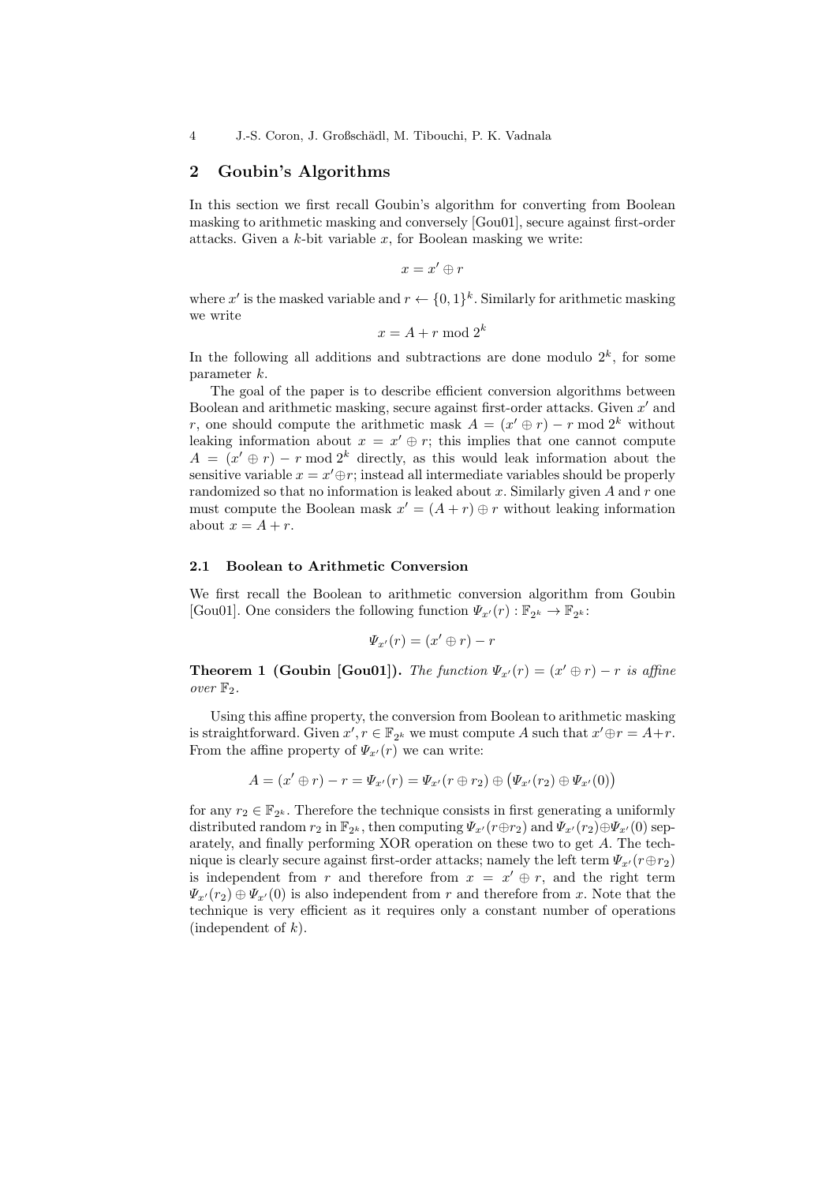## 2 Goubin's Algorithms

In this section we first recall Goubin's algorithm for converting from Boolean masking to arithmetic masking and conversely [Gou01], secure against first-order attacks. Given a $k$-bit variable $x$, for Boolean masking we write:

$$x = x' \oplus r$$

where $x'$ is the masked variable and $r \leftarrow \{0,1\}^k$. Similarly for arithmetic masking we write

$$x = A + r \bmod 2^k$$

In the following all additions and subtractions are done modulo $2^k$, for some parameter $k$.

The goal of the paper is to describe efficient conversion algorithms between Boolean and arithmetic masking, secure against first-order attacks. Given $x'$ and $r$, one should compute the arithmetic mask $A = (x' \oplus r) - r \bmod 2^k$ without leaking information about $x = x' \oplus r$; this implies that one cannot compute $A = (x' \oplus r) - r \bmod 2^k$ directly, as this would leak information about the sensitive variable $x = x' \oplus r$; instead all intermediate variables should be properly randomized so that no information is leaked about $x$. Similarly given $A$ and $r$ one must compute the Boolean mask $x' = (A + r) \oplus r$ without leaking information about $x = A + r$.

### 2.1 Boolean to Arithmetic Conversion

We first recall the Boolean to arithmetic conversion algorithm from Goubin [Gou01]. One considers the following function $\Psi_{x'}(r) : \mathbb{F}_{2^k} \to \mathbb{F}_{2^k}$:

$$\Psi_{x'}(r) = (x' \oplus r) - r$$

**Theorem 1 (Goubin [Gou01]).** *The function $\Psi_{x'}(r) = (x' \oplus r) - r$ is affine over $\mathbb{F}_2$.*

Using this affine property, the conversion from Boolean to arithmetic masking is straightforward. Given $x', r \in \mathbb{F}_{2^k}$ we must compute $A$ such that $x' \oplus r = A + r$. From the affine property of $\Psi_{x'}(r)$ we can write:

$$A = (x' \oplus r) - r = \Psi_{x'}(r) = \Psi_{x'}(r \oplus r_2) \oplus \big(\Psi_{x'}(r_2) \oplus \Psi_{x'}(0)\big)$$

for any $r_2 \in \mathbb{F}_{2^k}$. Therefore the technique consists in first generating a uniformly distributed random $r_2$ in $\mathbb{F}_{2^k}$, then computing $\Psi_{x'}(r \oplus r_2)$ and $\Psi_{x'}(r_2) \oplus \Psi_{x'}(0)$ separately, and finally performing XOR operation on these two to get $A$. The technique is clearly secure against first-order attacks; namely the left term $\Psi_{x'}(r \oplus r_2)$ is independent from $r$ and therefore from $x = x' \oplus r$, and the right term $\Psi_{x'}(r_2) \oplus \Psi_{x'}(0)$ is also independent from $r$ and therefore from $x$. Note that the technique is very efficient as it requires only a constant number of operations (independent of $k$).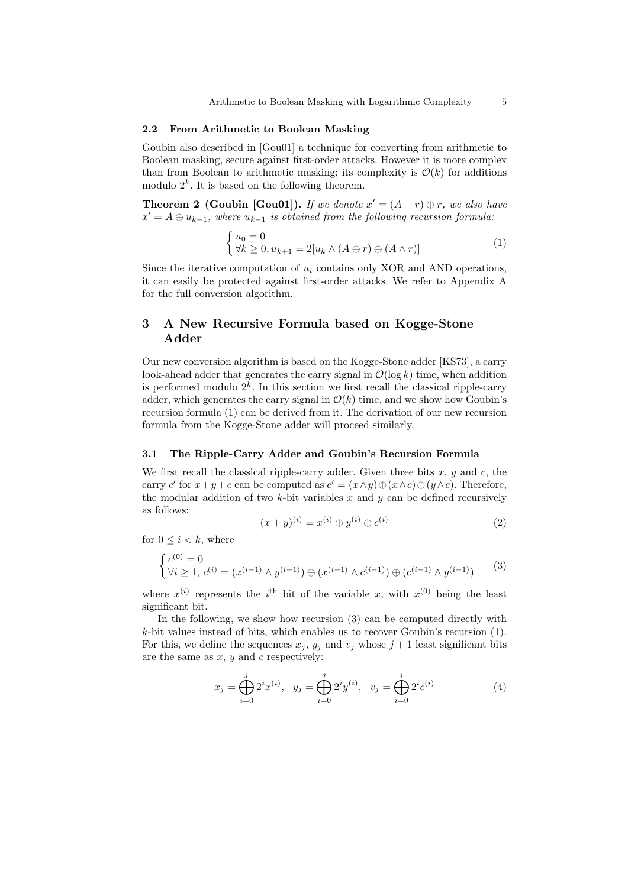### 2.2 From Arithmetic to Boolean Masking

Goubin also described in [Gou01] a technique for converting from arithmetic to Boolean masking, secure against first-order attacks. However it is more complex than from Boolean to arithmetic masking; its complexity is $\mathcal{O}(k)$ for additions modulo $2^k$. It is based on the following theorem.

**Theorem 2 (Goubin [Gou01]).** *If we denote $x' = (A + r) \oplus r$, we also have $x' = A \oplus u_{k-1}$, where $u_{k-1}$ is obtained from the following recursion formula:*

$$\begin{cases} u_0 = 0 \\ \forall k \geq 0, u_{k+1} = 2[u_k \wedge (A \oplus r) \oplus (A \wedge r)] \end{cases} \tag{1}$$

Since the iterative computation of $u_i$ contains only XOR and AND operations, it can easily be protected against first-order attacks. We refer to Appendix A for the full conversion algorithm.

## 3 A New Recursive Formula based on Kogge-Stone Adder

Our new conversion algorithm is based on the Kogge-Stone adder [KS73], a carry look-ahead adder that generates the carry signal in $\mathcal{O}(\log k)$ time, when addition is performed modulo $2^k$. In this section we first recall the classical ripple-carry adder, which generates the carry signal in $\mathcal{O}(k)$ time, and we show how Goubin's recursion formula (1) can be derived from it. The derivation of our new recursion formula from the Kogge-Stone adder will proceed similarly.

### 3.1 The Ripple-Carry Adder and Goubin's Recursion Formula

We first recall the classical ripple-carry adder. Given three bits $x$, $y$ and $c$, the carry $c'$ for $x+y+c$ can be computed as $c' = (x \wedge y) \oplus (x \wedge c) \oplus (y \wedge c)$. Therefore, the modular addition of two $k$-bit variables $x$ and $y$ can be defined recursively as follows:

$$(x + y)^{(i)} = x^{(i)} \oplus y^{(i)} \oplus c^{(i)} \tag{2}$$

for $0 \leq i < k$, where

$$\begin{cases} c^{(0)} = 0 \\ \forall i \geq 1, \, c^{(i)} = (x^{(i-1)} \wedge y^{(i-1)}) \oplus (x^{(i-1)} \wedge c^{(i-1)}) \oplus (c^{(i-1)} \wedge y^{(i-1)}) \end{cases} \tag{3}$$

where $x^{(i)}$ represents the $i^{\text{th}}$ bit of the variable $x$, with $x^{(0)}$ being the least significant bit.

In the following, we show how recursion (3) can be computed directly with $k$-bit values instead of bits, which enables us to recover Goubin's recursion (1). For this, we define the sequences $x_j$, $y_j$ and $v_j$ whose $j+1$ least significant bits are the same as $x$, $y$ and $c$ respectively:

$$x_j = \bigoplus_{i=0}^{j} 2^i x^{(i)}, \quad y_j = \bigoplus_{i=0}^{j} 2^i y^{(i)}, \quad v_j = \bigoplus_{i=0}^{j} 2^i c^{(i)} \tag{4}$$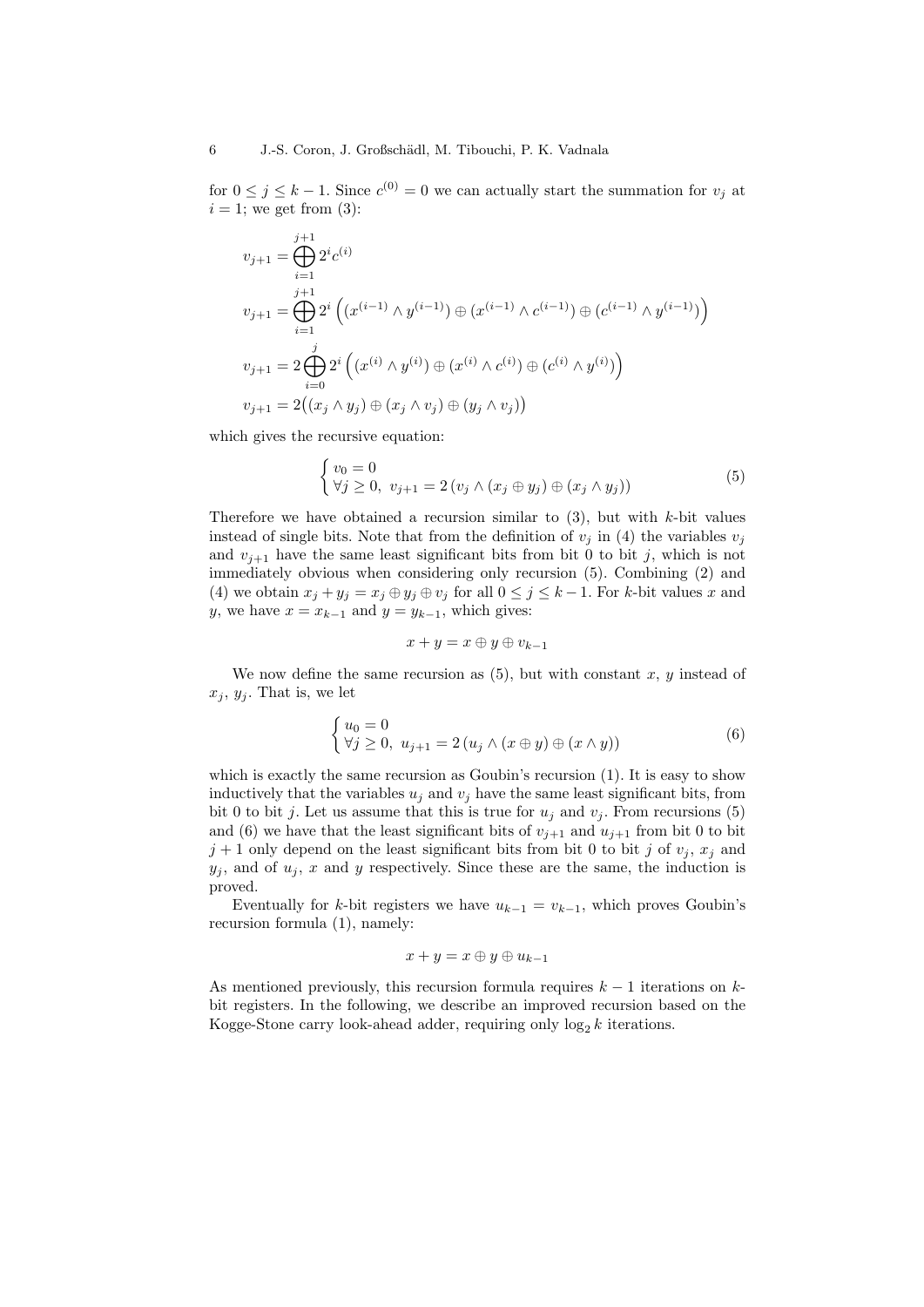for $0 \leq j \leq k-1$. Since $c^{(0)} = 0$ we can actually start the summation for $v_j$ at $i = 1$; we get from (3):

$$
\begin{aligned}
v_{j+1} &= \bigoplus_{i=1}^{j+1} 2^i c^{(i)} \\
v_{j+1} &= \bigoplus_{i=1}^{j+1} 2^i \left( (x^{(i-1)} \wedge y^{(i-1)}) \oplus (x^{(i-1)} \wedge c^{(i-1)}) \oplus (c^{(i-1)} \wedge y^{(i-1)}) \right) \\
v_{j+1} &= 2 \bigoplus_{i=0}^{j} 2^i \left( (x^{(i)} \wedge y^{(i)}) \oplus (x^{(i)} \wedge c^{(i)}) \oplus (c^{(i)} \wedge y^{(i)}) \right) \\
v_{j+1} &= 2\big( (x_j \wedge y_j) \oplus (x_j \wedge v_j) \oplus (y_j \wedge v_j) \big)
\end{aligned}
$$

which gives the recursive equation:

$$
\begin{cases} v_0 = 0 \\ \forall j \geq 0, \; v_{j+1} = 2\,(v_j \wedge (x_j \oplus y_j) \oplus (x_j \wedge y_j)) \end{cases} \tag{5}
$$

Therefore we have obtained a recursion similar to (3), but with $k$-bit values instead of single bits. Note that from the definition of $v_j$ in (4) the variables $v_j$ and $v_{j+1}$ have the same least significant bits from bit 0 to bit $j$, which is not immediately obvious when considering only recursion (5). Combining (2) and (4) we obtain $x_j + y_j = x_j \oplus y_j \oplus v_j$ for all $0 \leq j \leq k-1$. For $k$-bit values $x$ and $y$, we have $x = x_{k-1}$ and $y = y_{k-1}$, which gives:

$$
x + y = x \oplus y \oplus v_{k-1}
$$

We now define the same recursion as (5), but with constant $x$, $y$ instead of $x_j$, $y_j$. That is, we let

$$
\begin{cases} u_0 = 0 \\ \forall j \geq 0, \; u_{j+1} = 2\,(u_j \wedge (x \oplus y) \oplus (x \wedge y)) \end{cases} \tag{6}
$$

which is exactly the same recursion as Goubin's recursion (1). It is easy to show inductively that the variables $u_j$ and $v_j$ have the same least significant bits, from bit 0 to bit $j$. Let us assume that this is true for $u_j$ and $v_j$. From recursions (5) and (6) we have that the least significant bits of $v_{j+1}$ and $u_{j+1}$ from bit 0 to bit $j+1$ only depend on the least significant bits from bit 0 to bit $j$ of $v_j$, $x_j$ and $y_j$, and of $u_j$, $x$ and $y$ respectively. Since these are the same, the induction is proved.

Eventually for $k$-bit registers we have $u_{k-1} = v_{k-1}$, which proves Goubin's recursion formula (1), namely:

$$
x + y = x \oplus y \oplus u_{k-1}
$$

As mentioned previously, this recursion formula requires $k-1$ iterations on $k$-bit registers. In the following, we describe an improved recursion based on the Kogge-Stone carry look-ahead adder, requiring only $\log_2 k$ iterations.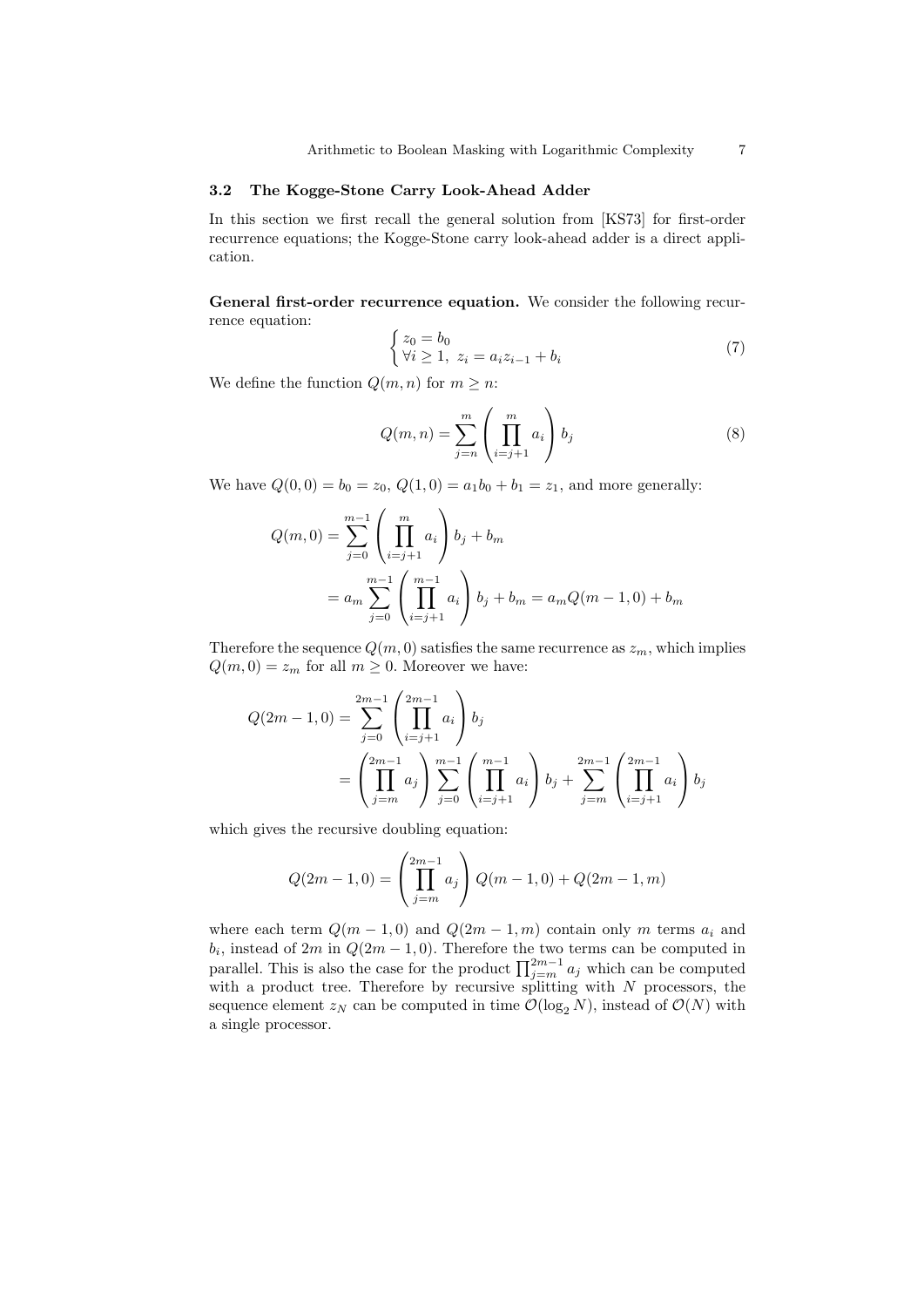### 3.2 The Kogge-Stone Carry Look-Ahead Adder

In this section we first recall the general solution from [KS73] for first-order recurrence equations; the Kogge-Stone carry look-ahead adder is a direct application.

**General first-order recurrence equation.** We consider the following recurrence equation:

$$\begin{cases} z_0 = b_0 \\ \forall i \geq 1,\ z_i = a_i z_{i-1} + b_i \end{cases} \tag{7}$$

We define the function $Q(m,n)$ for $m \geq n$:

$$Q(m,n) = \sum_{j=n}^{m} \left( \prod_{i=j+1}^{m} a_i \right) b_j \tag{8}$$

We have $Q(0,0) = b_0 = z_0$, $Q(1,0) = a_1 b_0 + b_1 = z_1$, and more generally:

$$\begin{aligned} Q(m,0) &= \sum_{j=0}^{m-1} \left( \prod_{i=j+1}^{m} a_i \right) b_j + b_m \\ &= a_m \sum_{j=0}^{m-1} \left( \prod_{i=j+1}^{m-1} a_i \right) b_j + b_m = a_m Q(m-1,0) + b_m \end{aligned}$$

Therefore the sequence $Q(m,0)$ satisfies the same recurrence as $z_m$, which implies $Q(m,0) = z_m$ for all $m \geq 0$. Moreover we have:

$$\begin{aligned} Q(2m-1,0) &= \sum_{j=0}^{2m-1} \left( \prod_{i=j+1}^{2m-1} a_i \right) b_j \\ &= \left( \prod_{j=m}^{2m-1} a_j \right) \sum_{j=0}^{m-1} \left( \prod_{i=j+1}^{m-1} a_i \right) b_j + \sum_{j=m}^{2m-1} \left( \prod_{i=j+1}^{2m-1} a_i \right) b_j \end{aligned}$$

which gives the recursive doubling equation:

$$Q(2m-1,0) = \left( \prod_{j=m}^{2m-1} a_j \right) Q(m-1,0) + Q(2m-1,m)$$

where each term $Q(m-1,0)$ and $Q(2m-1,m)$ contain only $m$ terms $a_i$ and $b_i$, instead of $2m$ in $Q(2m-1,0)$. Therefore the two terms can be computed in parallel. This is also the case for the product $\prod_{j=m}^{2m-1} a_j$ which can be computed with a product tree. Therefore by recursive splitting with $N$ processors, the sequence element $z_N$ can be computed in time $\mathcal{O}(\log_2 N)$, instead of $\mathcal{O}(N)$ with a single processor.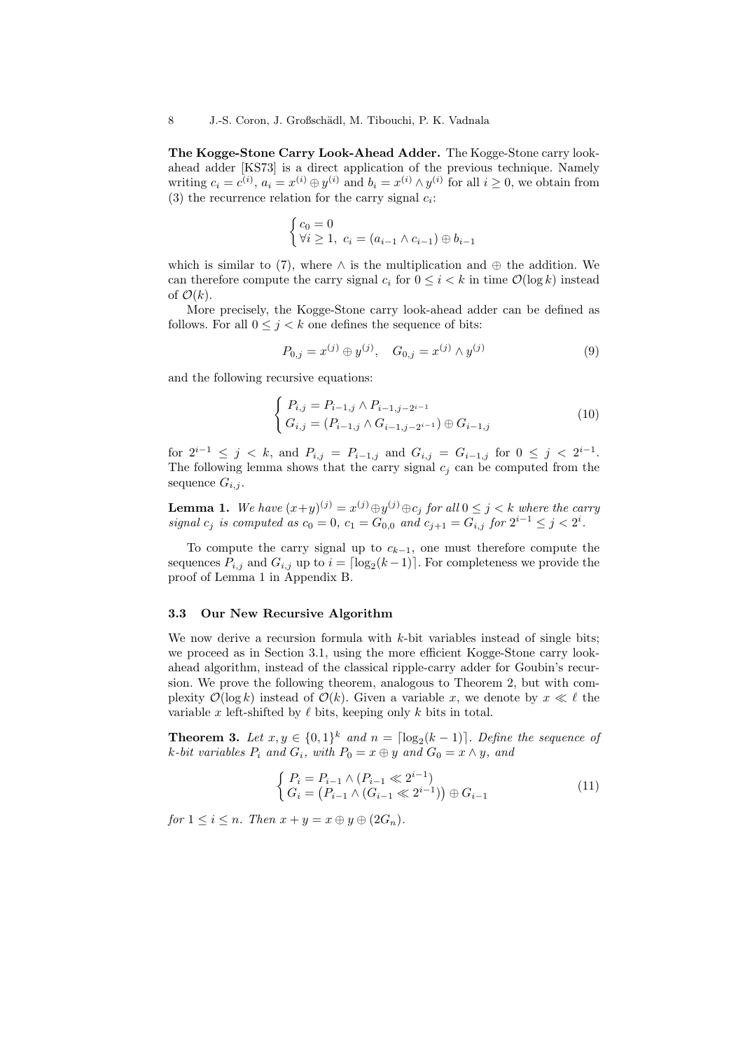**The Kogge-Stone Carry Look-Ahead Adder.** The Kogge-Stone carry look-ahead adder [KS73] is a direct application of the previous technique. Namely writing $c_i = c^{(i)}$, $a_i = x^{(i)} \oplus y^{(i)}$ and $b_i = x^{(i)} \wedge y^{(i)}$ for all $i \geq 0$, we obtain from (3) the recurrence relation for the carry signal $c_i$:

$$\begin{cases} c_0 = 0 \\ \forall i \geq 1,\ c_i = (a_{i-1} \wedge c_{i-1}) \oplus b_{i-1} \end{cases}$$

which is similar to (7), where $\wedge$ is the multiplication and $\oplus$ the addition. We can therefore compute the carry signal $c_i$ for $0 \leq i < k$ in time $\mathcal{O}(\log k)$ instead of $\mathcal{O}(k)$.

More precisely, the Kogge-Stone carry look-ahead adder can be defined as follows. For all $0 \leq j < k$ one defines the sequence of bits:

$$P_{0,j} = x^{(j)} \oplus y^{(j)}, \quad G_{0,j} = x^{(j)} \wedge y^{(j)} \tag{9}$$

and the following recursive equations:

$$\begin{cases} P_{i,j} = P_{i-1,j} \wedge P_{i-1,j-2^{i-1}} \\ G_{i,j} = (P_{i-1,j} \wedge G_{i-1,j-2^{i-1}}) \oplus G_{i-1,j} \end{cases} \tag{10}$$

for $2^{i-1} \leq j < k$, and $P_{i,j} = P_{i-1,j}$ and $G_{i,j} = G_{i-1,j}$ for $0 \leq j < 2^{i-1}$. The following lemma shows that the carry signal $c_j$ can be computed from the sequence $G_{i,j}$.

**Lemma 1.** *We have $(x+y)^{(j)} = x^{(j)} \oplus y^{(j)} \oplus c_j$ for all $0 \leq j < k$ where the carry signal $c_j$ is computed as $c_0 = 0$, $c_1 = G_{0,0}$ and $c_{j+1} = G_{i,j}$ for $2^{i-1} \leq j < 2^i$.*

To compute the carry signal up to $c_{k-1}$, one must therefore compute the sequences $P_{i,j}$ and $G_{i,j}$ up to $i = \lceil \log_2(k-1) \rceil$. For completeness we provide the proof of Lemma 1 in Appendix B.

### 3.3 Our New Recursive Algorithm

We now derive a recursion formula with $k$-bit variables instead of single bits; we proceed as in Section 3.1, using the more efficient Kogge-Stone carry look-ahead algorithm, instead of the classical ripple-carry adder for Goubin's recursion. We prove the following theorem, analogous to Theorem 2, but with complexity $\mathcal{O}(\log k)$ instead of $\mathcal{O}(k)$. Given a variable $x$, we denote by $x \ll \ell$ the variable $x$ left-shifted by $\ell$ bits, keeping only $k$ bits in total.

**Theorem 3.** *Let $x, y \in \{0,1\}^k$ and $n = \lceil \log_2(k-1) \rceil$. Define the sequence of $k$-bit variables $P_i$ and $G_i$, with $P_0 = x \oplus y$ and $G_0 = x \wedge y$, and*

$$\begin{cases} P_i = P_{i-1} \wedge (P_{i-1} \ll 2^{i-1}) \\ G_i = \big(P_{i-1} \wedge (G_{i-1} \ll 2^{i-1})\big) \oplus G_{i-1} \end{cases} \tag{11}$$

*for $1 \leq i \leq n$. Then $x + y = x \oplus y \oplus (2G_n)$.*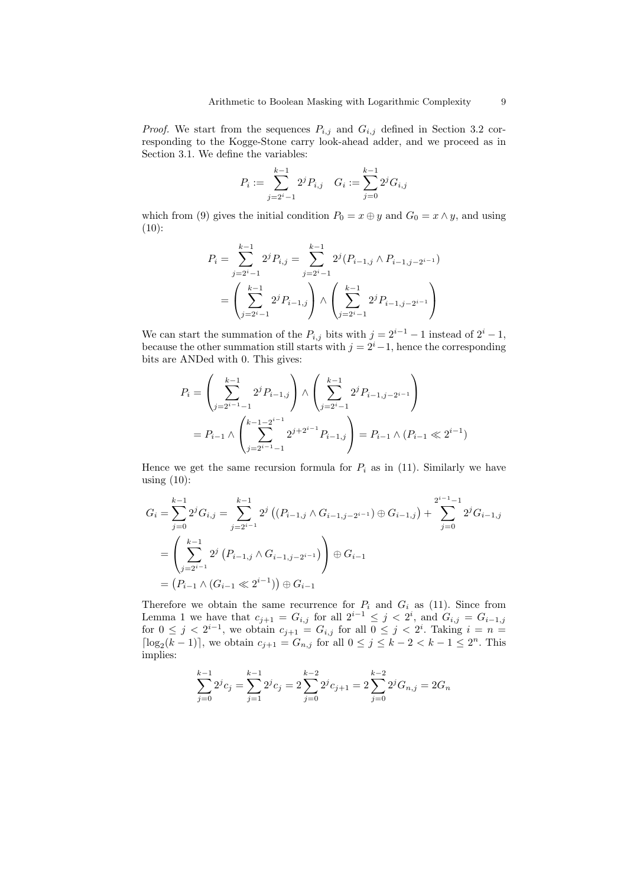*Proof.* We start from the sequences $P_{i,j}$ and $G_{i,j}$ defined in Section 3.2 corresponding to the Kogge-Stone carry look-ahead adder, and we proceed as in Section 3.1. We define the variables:

$$P_i := \sum_{j=2^i-1}^{k-1} 2^j P_{i,j} \quad G_i := \sum_{j=0}^{k-1} 2^j G_{i,j}$$

which from (9) gives the initial condition $P_0 = x \oplus y$ and $G_0 = x \wedge y$, and using (10):

$$\begin{aligned}
P_i &= \sum_{j=2^i-1}^{k-1} 2^j P_{i,j} = \sum_{j=2^i-1}^{k-1} 2^j (P_{i-1,j} \wedge P_{i-1,j-2^{i-1}}) \\
&= \left( \sum_{j=2^i-1}^{k-1} 2^j P_{i-1,j} \right) \wedge \left( \sum_{j=2^i-1}^{k-1} 2^j P_{i-1,j-2^{i-1}} \right)
\end{aligned}$$

We can start the summation of the $P_{i,j}$ bits with $j = 2^{i-1} - 1$ instead of $2^i - 1$, because the other summation still starts with $j = 2^i - 1$, hence the corresponding bits are ANDed with 0. This gives:

$$\begin{aligned}
P_i &= \left( \sum_{j=2^{i-1}-1}^{k-1} 2^j P_{i-1,j} \right) \wedge \left( \sum_{j=2^i-1}^{k-1} 2^j P_{i-1,j-2^{i-1}} \right) \\
&= P_{i-1} \wedge \left( \sum_{j=2^{i-1}-1}^{k-1-2^{i-1}} 2^{j+2^{i-1}} P_{i-1,j} \right) = P_{i-1} \wedge (P_{i-1} \ll 2^{i-1})
\end{aligned}$$

Hence we get the same recursion formula for $P_i$ as in (11). Similarly we have using (10):

$$\begin{aligned}
G_i &= \sum_{j=0}^{k-1} 2^j G_{i,j} = \sum_{j=2^{i-1}}^{k-1} 2^j \left( (P_{i-1,j} \wedge G_{i-1,j-2^{i-1}}) \oplus G_{i-1,j} \right) + \sum_{j=0}^{2^{i-1}-1} 2^j G_{i-1,j} \\
&= \left( \sum_{j=2^{i-1}}^{k-1} 2^j \left( P_{i-1,j} \wedge G_{i-1,j-2^{i-1}} \right) \right) \oplus G_{i-1} \\
&= \left( P_{i-1} \wedge (G_{i-1} \ll 2^{i-1}) \right) \oplus G_{i-1}
\end{aligned}$$

Therefore we obtain the same recurrence for $P_i$ and $G_i$ as (11). Since from Lemma 1 we have that $c_{j+1} = G_{i,j}$ for all $2^{i-1} \le j < 2^i$, and $G_{i,j} = G_{i-1,j}$ for $0 \le j < 2^{i-1}$, we obtain $c_{j+1} = G_{i,j}$ for all $0 \le j < 2^i$. Taking $i = n = \lceil \log_2(k-1) \rceil$, we obtain $c_{j+1} = G_{n,j}$ for all $0 \le j \le k-2 < k-1 \le 2^n$. This implies:

$$\sum_{j=0}^{k-1} 2^j c_j = \sum_{j=1}^{k-1} 2^j c_j = 2 \sum_{j=0}^{k-2} 2^j c_{j+1} = 2 \sum_{j=0}^{k-2} 2^j G_{n,j} = 2G_n$$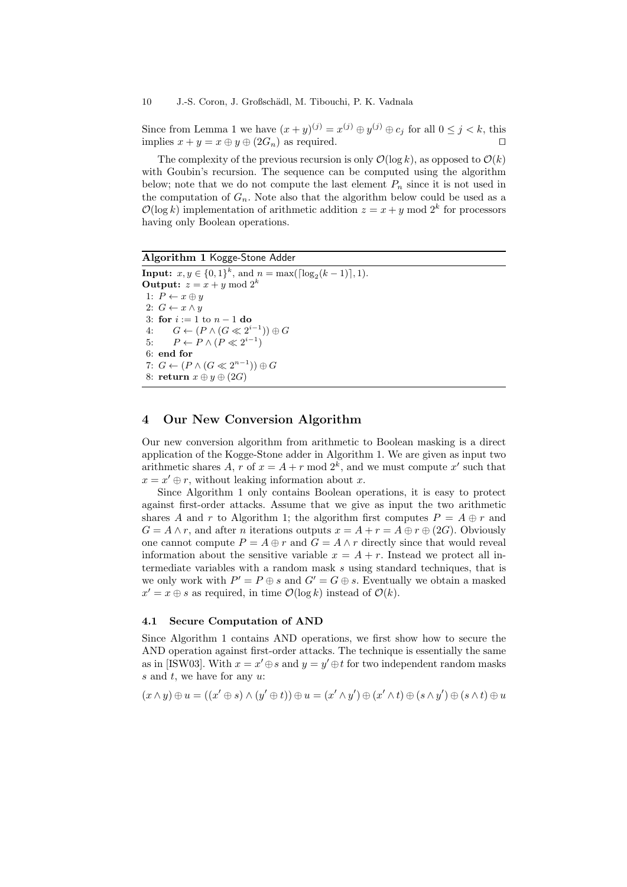Since from Lemma 1 we have $(x+y)^{(j)} = x^{(j)} \oplus y^{(j)} \oplus c_j$ for all $0 \leq j < k$, this implies $x + y = x \oplus y \oplus (2G_n)$ as required. $\square$

The complexity of the previous recursion is only $\mathcal{O}(\log k)$, as opposed to $\mathcal{O}(k)$ with Goubin's recursion. The sequence can be computed using the algorithm below; note that we do not compute the last element $P_n$ since it is not used in the computation of $G_n$. Note also that the algorithm below could be used as a $\mathcal{O}(\log k)$ implementation of arithmetic addition $z = x + y \bmod 2^k$ for processors having only Boolean operations.

**Algorithm 1** Kogge-Stone Adder

**Input:** $x, y \in \{0,1\}^k$, and $n = \max(\lceil \log_2(k-1) \rceil, 1)$.
**Output:** $z = x + y \bmod 2^k$

1: $P \leftarrow x \oplus y$
2: $G \leftarrow x \wedge y$
3: **for** $i := 1$ to $n-1$ **do**
4: $\quad G \leftarrow (P \wedge (G \ll 2^{i-1})) \oplus G$
5: $\quad P \leftarrow P \wedge (P \ll 2^{i-1})$
6: **end for**
7: $G \leftarrow (P \wedge (G \ll 2^{n-1})) \oplus G$
8: **return** $x \oplus y \oplus (2G)$

## 4 Our New Conversion Algorithm

Our new conversion algorithm from arithmetic to Boolean masking is a direct application of the Kogge-Stone adder in Algorithm 1. We are given as input two arithmetic shares $A$, $r$ of $x = A + r \bmod 2^k$, and we must compute $x'$ such that $x = x' \oplus r$, without leaking information about $x$.

Since Algorithm 1 only contains Boolean operations, it is easy to protect against first-order attacks. Assume that we give as input the two arithmetic shares $A$ and $r$ to Algorithm 1; the algorithm first computes $P = A \oplus r$ and $G = A \wedge r$, and after $n$ iterations outputs $x = A + r = A \oplus r \oplus (2G)$. Obviously one cannot compute $P = A \oplus r$ and $G = A \wedge r$ directly since that would reveal information about the sensitive variable $x = A + r$. Instead we protect all intermediate variables with a random mask $s$ using standard techniques, that is we only work with $P' = P \oplus s$ and $G' = G \oplus s$. Eventually we obtain a masked $x' = x \oplus s$ as required, in time $\mathcal{O}(\log k)$ instead of $\mathcal{O}(k)$.

### 4.1 Secure Computation of AND

Since Algorithm 1 contains AND operations, we first show how to secure the AND operation against first-order attacks. The technique is essentially the same as in [ISW03]. With $x = x' \oplus s$ and $y = y' \oplus t$ for two independent random masks $s$ and $t$, we have for any $u$:

$$(x \wedge y) \oplus u = ((x' \oplus s) \wedge (y' \oplus t)) \oplus u = (x' \wedge y') \oplus (x' \wedge t) \oplus (s \wedge y') \oplus (s \wedge t) \oplus u$$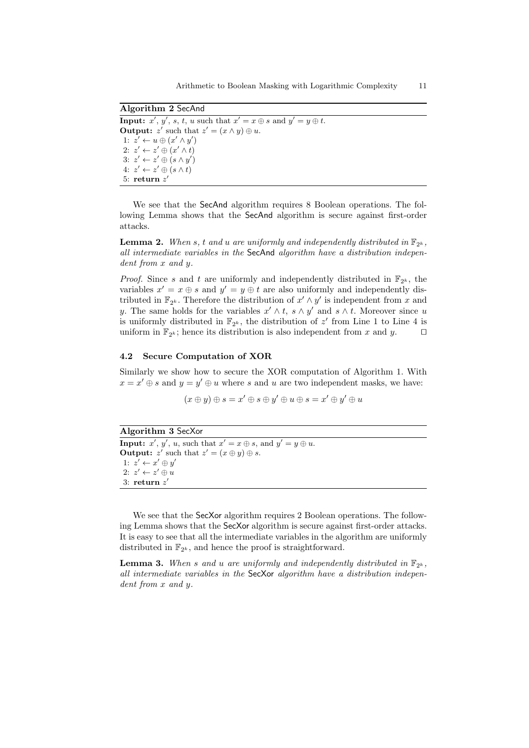**Algorithm 2** SecAnd

---

**Input:** $x'$, $y'$, $s$, $t$, $u$ such that $x' = x \oplus s$ and $y' = y \oplus t$.
**Output:** $z'$ such that $z' = (x \wedge y) \oplus u$.
1: $z' \leftarrow u \oplus (x' \wedge y')$
2: $z' \leftarrow z' \oplus (x' \wedge t)$
3: $z' \leftarrow z' \oplus (s \wedge y')$
4: $z' \leftarrow z' \oplus (s \wedge t)$
5: **return** $z'$

---

We see that the SecAnd algorithm requires 8 Boolean operations. The following Lemma shows that the SecAnd algorithm is secure against first-order attacks.

**Lemma 2.** *When $s$, $t$ and $u$ are uniformly and independently distributed in $\mathbb{F}_{2^k}$, all intermediate variables in the* SecAnd *algorithm have a distribution independent from $x$ and $y$.*

*Proof.* Since $s$ and $t$ are uniformly and independently distributed in $\mathbb{F}_{2^k}$, the variables $x' = x \oplus s$ and $y' = y \oplus t$ are also uniformly and independently distributed in $\mathbb{F}_{2^k}$. Therefore the distribution of $x' \wedge y'$ is independent from $x$ and $y$. The same holds for the variables $x' \wedge t$, $s \wedge y'$ and $s \wedge t$. Moreover since $u$ is uniformly distributed in $\mathbb{F}_{2^k}$, the distribution of $z'$ from Line 1 to Line 4 is uniform in $\mathbb{F}_{2^k}$; hence its distribution is also independent from $x$ and $y$. ⊓⊔

### 4.2 Secure Computation of XOR

Similarly we show how to secure the XOR computation of Algorithm 1. With $x = x' \oplus s$ and $y = y' \oplus u$ where $s$ and $u$ are two independent masks, we have:

$$(x \oplus y) \oplus s = x' \oplus s \oplus y' \oplus u \oplus s = x' \oplus y' \oplus u$$

**Algorithm 3** SecXor

---

**Input:** $x'$, $y'$, $u$, such that $x' = x \oplus s$, and $y' = y \oplus u$.
**Output:** $z'$ such that $z' = (x \oplus y) \oplus s$.
1: $z' \leftarrow x' \oplus y'$
2: $z' \leftarrow z' \oplus u$
3: **return** $z'$

---

We see that the SecXor algorithm requires 2 Boolean operations. The following Lemma shows that the SecXor algorithm is secure against first-order attacks. It is easy to see that all the intermediate variables in the algorithm are uniformly distributed in $\mathbb{F}_{2^k}$, and hence the proof is straightforward.

**Lemma 3.** *When $s$ and $u$ are uniformly and independently distributed in $\mathbb{F}_{2^k}$, all intermediate variables in the* SecXor *algorithm have a distribution independent from $x$ and $y$.*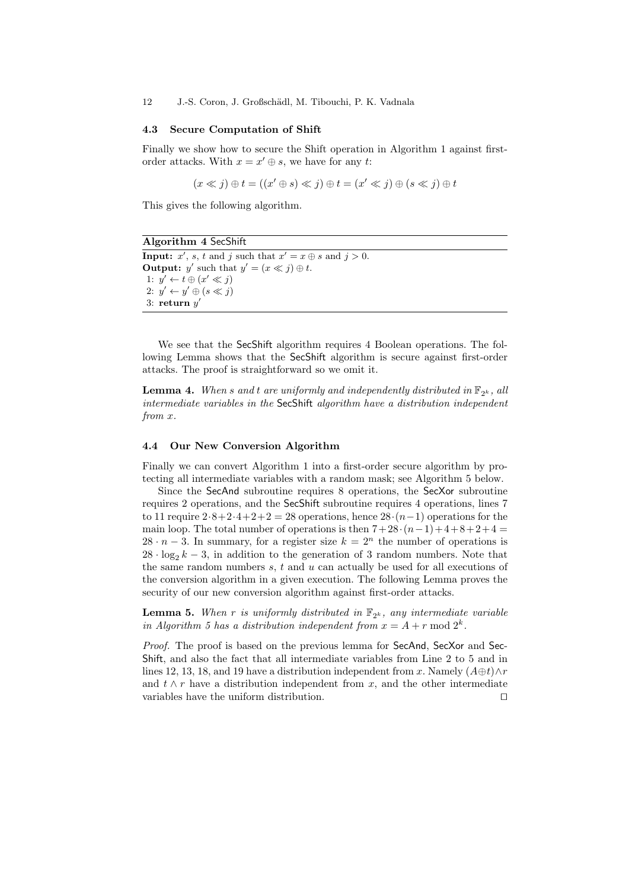### 4.3 Secure Computation of Shift

Finally we show how to secure the Shift operation in Algorithm 1 against first-order attacks. With $x = x' \oplus s$, we have for any $t$:

$$(x \ll j) \oplus t = ((x' \oplus s) \ll j) \oplus t = (x' \ll j) \oplus (s \ll j) \oplus t$$

This gives the following algorithm.

---

**Algorithm 4** SecShift

---

**Input:** $x'$, $s$, $t$ and $j$ such that $x' = x \oplus s$ and $j > 0$.
**Output:** $y'$ such that $y' = (x \ll j) \oplus t$.
1: $y' \leftarrow t \oplus (x' \ll j)$
2: $y' \leftarrow y' \oplus (s \ll j)$
3: **return** $y'$

---

We see that the SecShift algorithm requires 4 Boolean operations. The following Lemma shows that the SecShift algorithm is secure against first-order attacks. The proof is straightforward so we omit it.

**Lemma 4.** *When $s$ and $t$ are uniformly and independently distributed in $\mathbb{F}_{2^k}$, all intermediate variables in the* SecShift *algorithm have a distribution independent from $x$.*

### 4.4 Our New Conversion Algorithm

Finally we can convert Algorithm 1 into a first-order secure algorithm by protecting all intermediate variables with a random mask; see Algorithm 5 below.

Since the SecAnd subroutine requires 8 operations, the SecXor subroutine requires 2 operations, and the SecShift subroutine requires 4 operations, lines 7 to 11 require $2 \cdot 8 + 2 \cdot 4 + 2 + 2 = 28$ operations, hence $28 \cdot (n-1)$ operations for the main loop. The total number of operations is then $7 + 28 \cdot (n-1) + 4 + 8 + 2 + 4 = 28 \cdot n - 3$. In summary, for a register size $k = 2^n$ the number of operations is $28 \cdot \log_2 k - 3$, in addition to the generation of 3 random numbers. Note that the same random numbers $s$, $t$ and $u$ can actually be used for all executions of the conversion algorithm in a given execution. The following Lemma proves the security of our new conversion algorithm against first-order attacks.

**Lemma 5.** *When $r$ is uniformly distributed in $\mathbb{F}_{2^k}$, any intermediate variable in Algorithm 5 has a distribution independent from $x = A + r \bmod 2^k$.*

*Proof.* The proof is based on the previous lemma for SecAnd, SecXor and SecShift, and also the fact that all intermediate variables from Line 2 to 5 and in lines 12, 13, 18, and 19 have a distribution independent from $x$. Namely $(A \oplus t) \wedge r$ and $t \wedge r$ have a distribution independent from $x$, and the other intermediate variables have the uniform distribution. ⊓⊔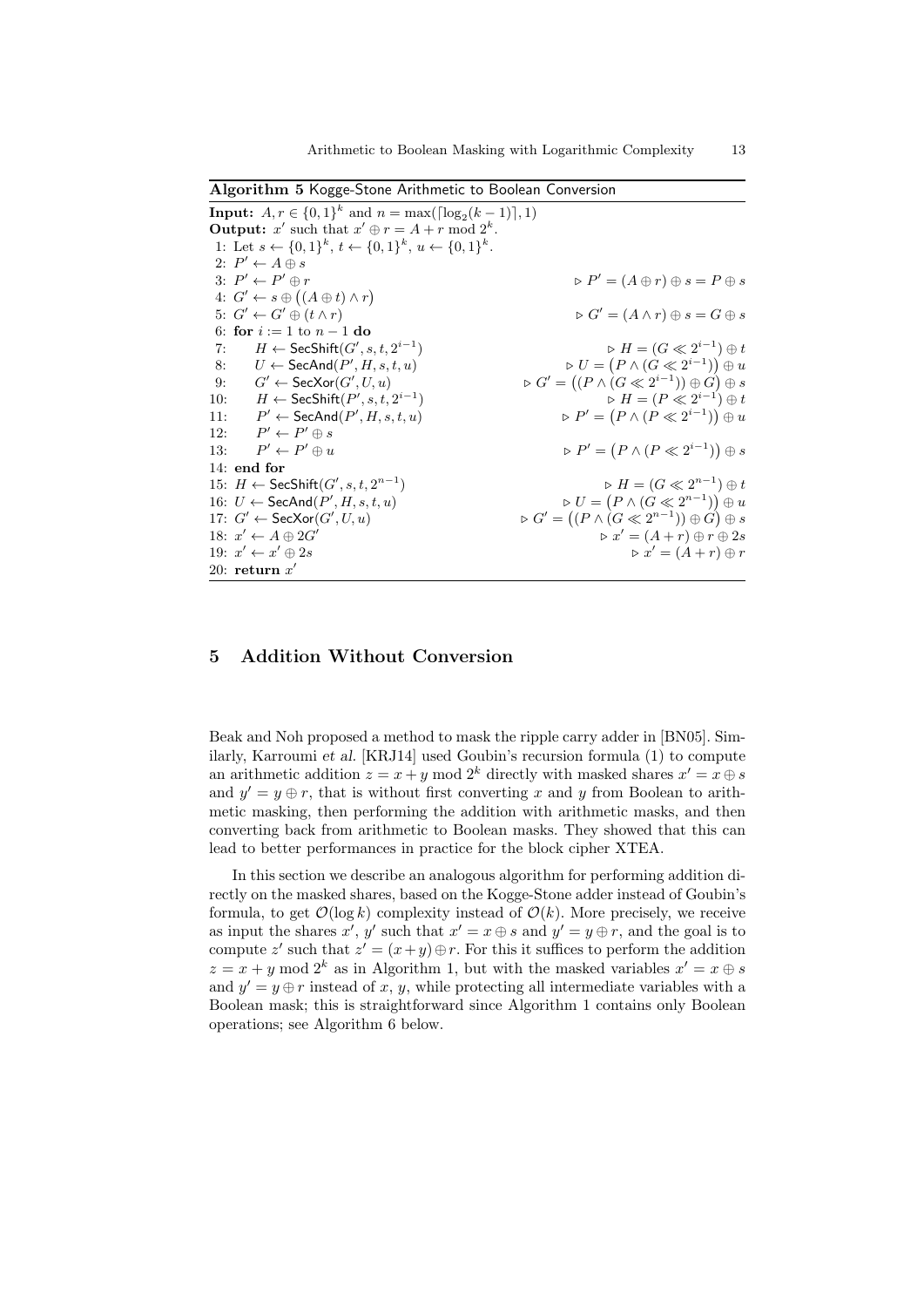**Algorithm 5** Kogge-Stone Arithmetic to Boolean Conversion

```
Input: A, r ∈ {0,1}^k and n = max(⌈log_2(k − 1)⌉, 1)
Output: x' such that x' ⊕ r = A + r mod 2^k.
 1: Let s ← {0,1}^k, t ← {0,1}^k, u ← {0,1}^k.
 2: P' ← A ⊕ s
 3: P' ← P' ⊕ r                              ▷ P' = (A ⊕ r) ⊕ s = P ⊕ s
 4: G' ← s ⊕ ((A ⊕ t) ∧ r)
 5: G' ← G' ⊕ (t ∧ r)                        ▷ G' = (A ∧ r) ⊕ s = G ⊕ s
 6: for i := 1 to n − 1 do
 7:     H ← SecShift(G', s, t, 2^(i−1))      ▷ H = (G ≪ 2^(i−1)) ⊕ t
 8:     U ← SecAnd(P', H, s, t, u)           ▷ U = (P ∧ (G ≪ 2^(i−1))) ⊕ u
 9:     G' ← SecXor(G', U, u)                ▷ G' = ((P ∧ (G ≪ 2^(i−1))) ⊕ G) ⊕ s
10:     H ← SecShift(P', s, t, 2^(i−1))      ▷ H = (P ≪ 2^(i−1)) ⊕ t
11:     P' ← SecAnd(P', H, s, t, u)          ▷ P' = (P ∧ (P ≪ 2^(i−1))) ⊕ u
12:     P' ← P' ⊕ s
13:     P' ← P' ⊕ u                          ▷ P' = (P ∧ (P ≪ 2^(i−1))) ⊕ s
14: end for
15: H ← SecShift(G', s, t, 2^(n−1))          ▷ H = (G ≪ 2^(n−1)) ⊕ t
16: U ← SecAnd(P', H, s, t, u)               ▷ U = (P ∧ (G ≪ 2^(n−1))) ⊕ u
17: G' ← SecXor(G', U, u)                    ▷ G' = ((P ∧ (G ≪ 2^(n−1))) ⊕ G) ⊕ s
18: x' ← A ⊕ 2G'                             ▷ x' = (A + r) ⊕ r ⊕ 2s
19: x' ← x' ⊕ 2s                             ▷ x' = (A + r) ⊕ r
20: return x'
```

## 5 Addition Without Conversion

Beak and Noh proposed a method to mask the ripple carry adder in [BN05]. Similarly, Karroumi *et al.* [KRJ14] used Goubin's recursion formula (1) to compute an arithmetic addition $z = x + y \bmod 2^k$ directly with masked shares $x' = x \oplus s$ and $y' = y \oplus r$, that is without first converting $x$ and $y$ from Boolean to arithmetic masking, then performing the addition with arithmetic masks, and then converting back from arithmetic to Boolean masks. They showed that this can lead to better performances in practice for the block cipher XTEA.

In this section we describe an analogous algorithm for performing addition directly on the masked shares, based on the Kogge-Stone adder instead of Goubin's formula, to get $\mathcal{O}(\log k)$ complexity instead of $\mathcal{O}(k)$. More precisely, we receive as input the shares $x'$, $y'$ such that $x' = x \oplus s$ and $y' = y \oplus r$, and the goal is to compute $z'$ such that $z' = (x+y) \oplus r$. For this it suffices to perform the addition $z = x + y \bmod 2^k$ as in Algorithm 1, but with the masked variables $x' = x \oplus s$ and $y' = y \oplus r$ instead of $x$, $y$, while protecting all intermediate variables with a Boolean mask; this is straightforward since Algorithm 1 contains only Boolean operations; see Algorithm 6 below.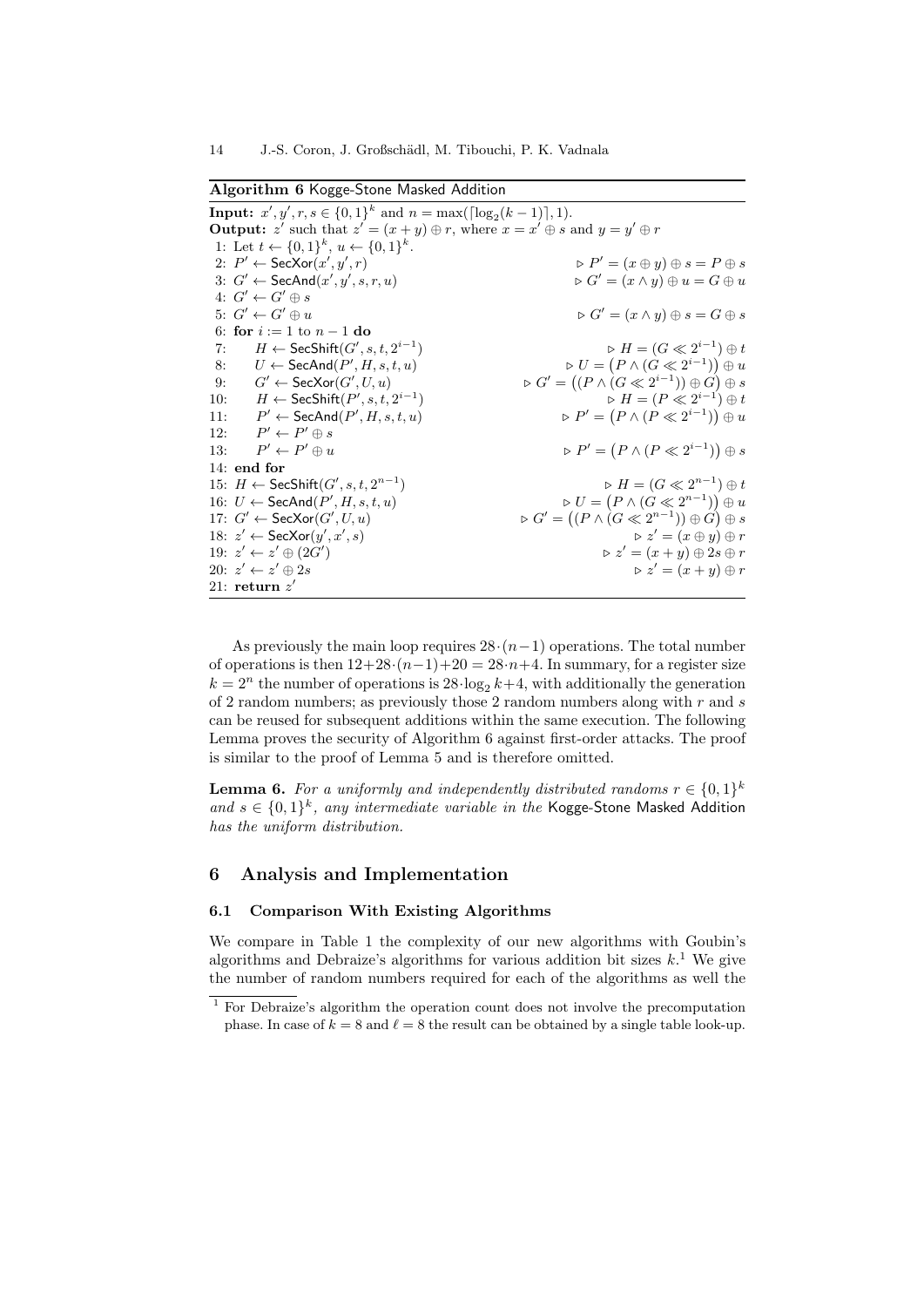**Algorithm 6** Kogge-Stone Masked Addition

**Input:** $x', y', r, s \in \{0,1\}^k$ and $n = \max(\lceil \log_2(k-1) \rceil, 1)$.
**Output:** $z'$ such that $z' = (x+y) \oplus r$, where $x = x' \oplus s$ and $y = y' \oplus r$

```
1: Let t ← {0,1}^k, u ← {0,1}^k.
2: P' ← SecXor(x', y', r)                    ▷ P' = (x ⊕ y) ⊕ s = P ⊕ s
3: G' ← SecAnd(x', y', s, r, u)              ▷ G' = (x ∧ y) ⊕ u = G ⊕ u
4: G' ← G' ⊕ s
5: G' ← G' ⊕ u                               ▷ G' = (x ∧ y) ⊕ s = G ⊕ s
6: for i := 1 to n − 1 do
7:     H ← SecShift(G', s, t, 2^{i−1})        ▷ H = (G ≪ 2^{i−1}) ⊕ t
8:     U ← SecAnd(P', H, s, t, u)             ▷ U = (P ∧ (G ≪ 2^{i−1})) ⊕ u
9:     G' ← SecXor(G', U, u)                  ▷ G' = ((P ∧ (G ≪ 2^{i−1})) ⊕ G) ⊕ s
10:    H ← SecShift(P', s, t, 2^{i−1})        ▷ H = (P ≪ 2^{i−1}) ⊕ t
11:    P' ← SecAnd(P', H, s, t, u)            ▷ P' = (P ∧ (P ≪ 2^{i−1})) ⊕ u
12:    P' ← P' ⊕ s
13:    P' ← P' ⊕ u                            ▷ P' = (P ∧ (P ≪ 2^{i−1})) ⊕ s
14: end for
15: H ← SecShift(G', s, t, 2^{n−1})           ▷ H = (G ≪ 2^{n−1}) ⊕ t
16: U ← SecAnd(P', H, s, t, u)                ▷ U = (P ∧ (G ≪ 2^{n−1})) ⊕ u
17: G' ← SecXor(G', U, u)                     ▷ G' = ((P ∧ (G ≪ 2^{n−1})) ⊕ G) ⊕ s
18: z' ← SecXor(y', x', s)                    ▷ z' = (x ⊕ y) ⊕ r
19: z' ← z' ⊕ (2G')                           ▷ z' = (x + y) ⊕ 2s ⊕ r
20: z' ← z' ⊕ 2s                              ▷ z' = (x + y) ⊕ r
21: return z'
```

As previously the main loop requires $28 \cdot (n-1)$ operations. The total number of operations is then $12 + 28 \cdot (n-1) + 20 = 28 \cdot n + 4$. In summary, for a register size $k = 2^n$ the number of operations is $28 \cdot \log_2 k + 4$, with additionally the generation of 2 random numbers; as previously those 2 random numbers along with $r$ and $s$ can be reused for subsequent additions within the same execution. The following Lemma proves the security of Algorithm 6 against first-order attacks. The proof is similar to the proof of Lemma 5 and is therefore omitted.

**Lemma 6.** *For a uniformly and independently distributed randoms $r \in \{0,1\}^k$ and $s \in \{0,1\}^k$, any intermediate variable in the* Kogge-Stone Masked Addition *has the uniform distribution.*

## 6 Analysis and Implementation

### 6.1 Comparison With Existing Algorithms

We compare in Table 1 the complexity of our new algorithms with Goubin's algorithms and Debraize's algorithms for various addition bit sizes $k$.[1] We give the number of random numbers required for each of the algorithms as well the

[1] For Debraize's algorithm the operation count does not involve the precomputation phase. In case of $k = 8$ and $\ell = 8$ the result can be obtained by a single table look-up.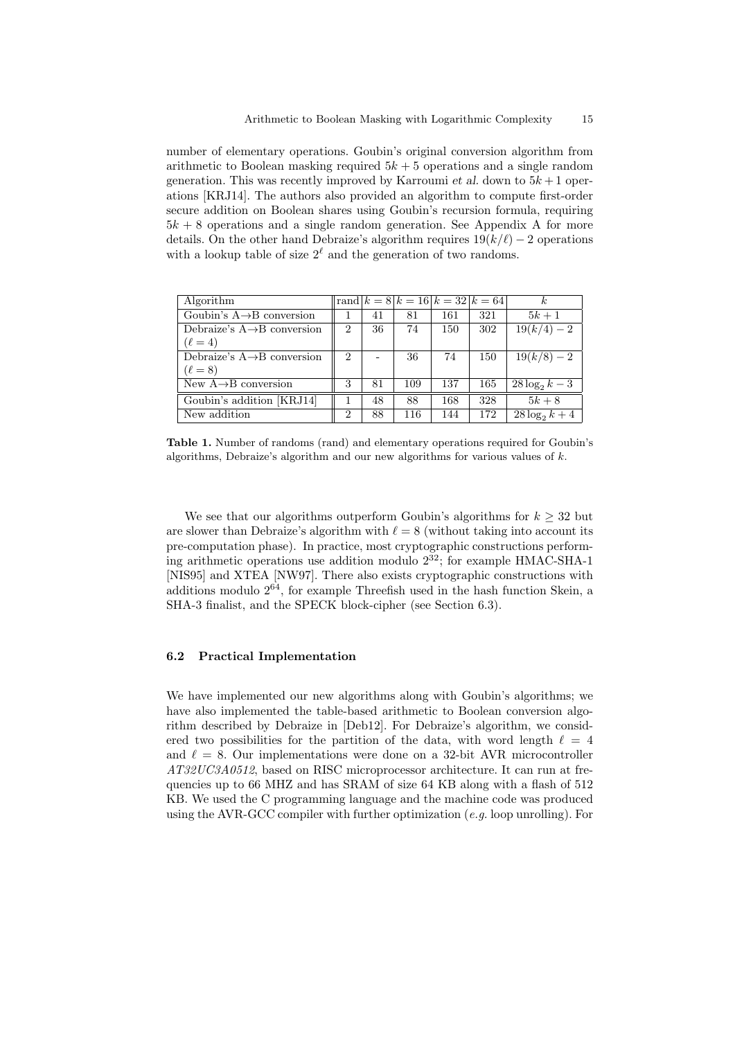number of elementary operations. Goubin's original conversion algorithm from arithmetic to Boolean masking required $5k+5$ operations and a single random generation. This was recently improved by Karroumi *et al.* down to $5k+1$ operations [KRJ14]. The authors also provided an algorithm to compute first-order secure addition on Boolean shares using Goubin's recursion formula, requiring $5k+8$ operations and a single random generation. See Appendix A for more details. On the other hand Debraize's algorithm requires $19(k/\ell)-2$ operations with a lookup table of size $2^\ell$ and the generation of two randoms.

| Algorithm | rand | $k=8$ | $k=16$ | $k=32$ | $k=64$ | $k$ |
|---|---|---|---|---|---|---|
| Goubin's A→B conversion | 1 | 41 | 81 | 161 | 321 | $5k+1$ |
| Debraize's A→B conversion ($\ell=4$) | 2 | 36 | 74 | 150 | 302 | $19(k/4)-2$ |
| Debraize's A→B conversion ($\ell=8$) | 2 | - | 36 | 74 | 150 | $19(k/8)-2$ |
| New A→B conversion | 3 | 81 | 109 | 137 | 165 | $28\log_2 k-3$ |
| Goubin's addition [KRJ14] | 1 | 48 | 88 | 168 | 328 | $5k+8$ |
| New addition | 2 | 88 | 116 | 144 | 172 | $28\log_2 k+4$ |

**Table 1.** Number of randoms (rand) and elementary operations required for Goubin's algorithms, Debraize's algorithm and our new algorithms for various values of $k$.

We see that our algorithms outperform Goubin's algorithms for $k \geq 32$ but are slower than Debraize's algorithm with $\ell=8$ (without taking into account its pre-computation phase). In practice, most cryptographic constructions performing arithmetic operations use addition modulo $2^{32}$; for example HMAC-SHA-1 [NIS95] and XTEA [NW97]. There also exists cryptographic constructions with additions modulo $2^{64}$, for example Threefish used in the hash function Skein, a SHA-3 finalist, and the SPECK block-cipher (see Section 6.3).

### 6.2 Practical Implementation

We have implemented our new algorithms along with Goubin's algorithms; we have also implemented the table-based arithmetic to Boolean conversion algorithm described by Debraize in [Deb12]. For Debraize's algorithm, we considered two possibilities for the partition of the data, with word length $\ell=4$ and $\ell=8$. Our implementations were done on a 32-bit AVR microcontroller *AT32UC3A0512*, based on RISC microprocessor architecture. It can run at frequencies up to 66 MHZ and has SRAM of size 64 KB along with a flash of 512 KB. We used the C programming language and the machine code was produced using the AVR-GCC compiler with further optimization (*e.g.* loop unrolling). For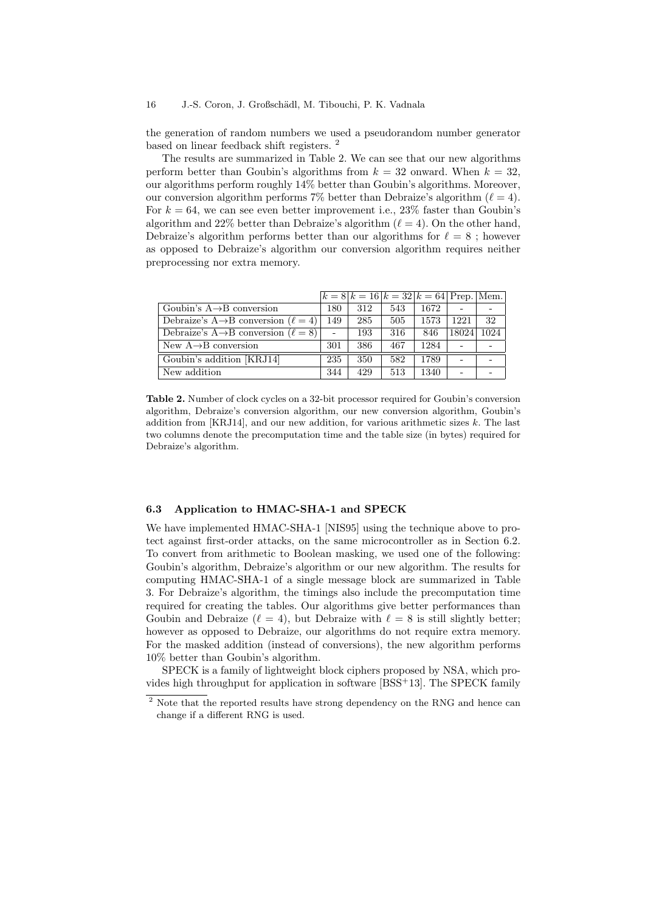the generation of random numbers we used a pseudorandom number generator based on linear feedback shift registers. [2]

The results are summarized in Table 2. We can see that our new algorithms perform better than Goubin's algorithms from $k = 32$ onward. When $k = 32$, our algorithms perform roughly 14% better than Goubin's algorithms. Moreover, our conversion algorithm performs 7% better than Debraize's algorithm ($\ell = 4$). For $k = 64$, we can see even better improvement i.e., 23% faster than Goubin's algorithm and 22% better than Debraize's algorithm ($\ell = 4$). On the other hand, Debraize's algorithm performs better than our algorithms for $\ell = 8$ ; however as opposed to Debraize's algorithm our conversion algorithm requires neither preprocessing nor extra memory.

| | $k = 8$ | $k = 16$ | $k = 32$ | $k = 64$ | Prep. | Mem. |
|---|---|---|---|---|---|---|
| Goubin's A→B conversion | 180 | 312 | 543 | 1672 | - | - |
| Debraize's A→B conversion ($\ell = 4$) | 149 | 285 | 505 | 1573 | 1221 | 32 |
| Debraize's A→B conversion ($\ell = 8$) | - | 193 | 316 | 846 | 18024 | 1024 |
| New A→B conversion | 301 | 386 | 467 | 1284 | - | - |
| Goubin's addition [KRJ14] | 235 | 350 | 582 | 1789 | - | - |
| New addition | 344 | 429 | 513 | 1340 | - | - |

**Table 2.** Number of clock cycles on a 32-bit processor required for Goubin's conversion algorithm, Debraize's conversion algorithm, our new conversion algorithm, Goubin's addition from [KRJ14], and our new addition, for various arithmetic sizes $k$. The last two columns denote the precomputation time and the table size (in bytes) required for Debraize's algorithm.

### 6.3 Application to HMAC-SHA-1 and SPECK

We have implemented HMAC-SHA-1 [NIS95] using the technique above to protect against first-order attacks, on the same microcontroller as in Section 6.2. To convert from arithmetic to Boolean masking, we used one of the following: Goubin's algorithm, Debraize's algorithm or our new algorithm. The results for computing HMAC-SHA-1 of a single message block are summarized in Table 3. For Debraize's algorithm, the timings also include the precomputation time required for creating the tables. Our algorithms give better performances than Goubin and Debraize ($\ell = 4$), but Debraize with $\ell = 8$ is still slightly better; however as opposed to Debraize, our algorithms do not require extra memory. For the masked addition (instead of conversions), the new algorithm performs 10% better than Goubin's algorithm.

SPECK is a family of lightweight block ciphers proposed by NSA, which provides high throughput for application in software [BSS+13]. The SPECK family

[2] Note that the reported results have strong dependency on the RNG and hence can change if a different RNG is used.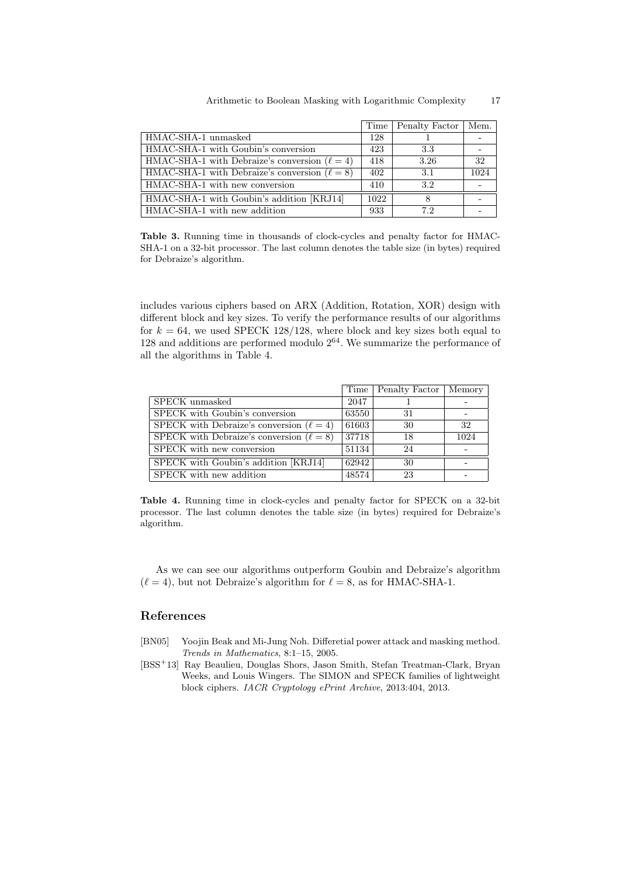| | Time | Penalty Factor | Mem. |
|---|---|---|---|
| HMAC-SHA-1 unmasked | 128 | 1 | - |
| HMAC-SHA-1 with Goubin's conversion | 423 | 3.3 | - |
| HMAC-SHA-1 with Debraize's conversion ($\ell = 4$) | 418 | 3.26 | 32 |
| HMAC-SHA-1 with Debraize's conversion ($\ell = 8$) | 402 | 3.1 | 1024 |
| HMAC-SHA-1 with new conversion | 410 | 3.2 | - |
| HMAC-SHA-1 with Goubin's addition [KRJ14] | 1022 | 8 | - |
| HMAC-SHA-1 with new addition | 933 | 7.2 | - |

**Table 3.** Running time in thousands of clock-cycles and penalty factor for HMAC-SHA-1 on a 32-bit processor. The last column denotes the table size (in bytes) required for Debraize's algorithm.

includes various ciphers based on ARX (Addition, Rotation, XOR) design with different block and key sizes. To verify the performance results of our algorithms for $k = 64$, we used SPECK 128/128, where block and key sizes both equal to 128 and additions are performed modulo $2^{64}$. We summarize the performance of all the algorithms in Table 4.

| | Time | Penalty Factor | Memory |
|---|---|---|---|
| SPECK unmasked | 2047 | 1 | - |
| SPECK with Goubin's conversion | 63550 | 31 | - |
| SPECK with Debraize's conversion ($\ell = 4$) | 61603 | 30 | 32 |
| SPECK with Debraize's conversion ($\ell = 8$) | 37718 | 18 | 1024 |
| SPECK with new conversion | 51134 | 24 | - |
| SPECK with Goubin's addition [KRJ14] | 62942 | 30 | - |
| SPECK with new addition | 48574 | 23 | - |

**Table 4.** Running time in clock-cycles and penalty factor for SPECK on a 32-bit processor. The last column denotes the table size (in bytes) required for Debraize's algorithm.

As we can see our algorithms outperform Goubin and Debraize's algorithm ($\ell = 4$), but not Debraize's algorithm for $\ell = 8$, as for HMAC-SHA-1.

## References

[BN05] Yoojin Beak and Mi-Jung Noh. Differetial power attack and masking method. *Trends in Mathematics*, 8:1–15, 2005.

[BSS+13] Ray Beaulieu, Douglas Shors, Jason Smith, Stefan Treatman-Clark, Bryan Weeks, and Louis Wingers. The SIMON and SPECK families of lightweight block ciphers. *IACR Cryptology ePrint Archive*, 2013:404, 2013.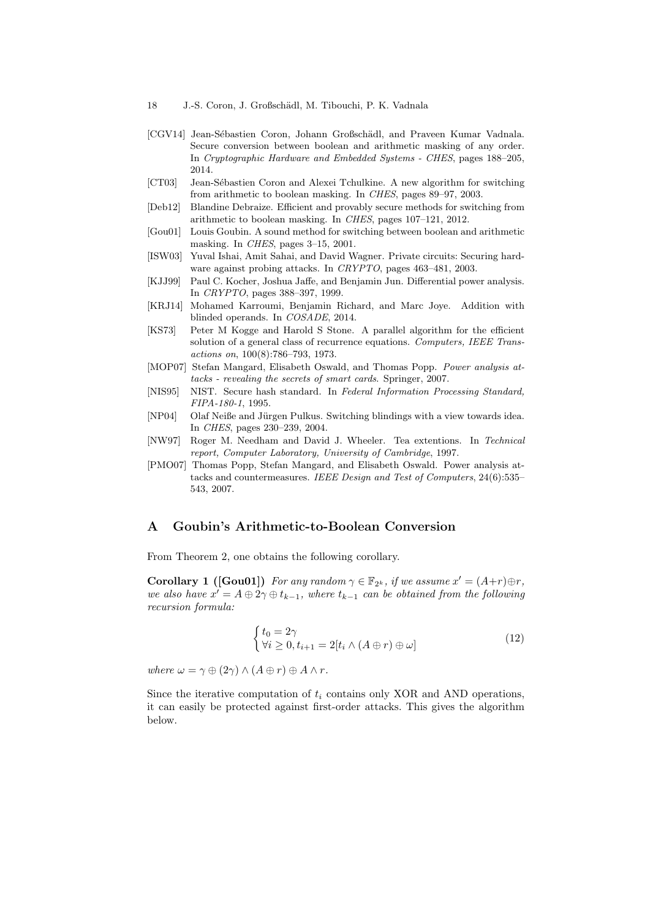- [CGV14] Jean-Sébastien Coron, Johann Großschädl, and Praveen Kumar Vadnala. Secure conversion between boolean and arithmetic masking of any order. In *Cryptographic Hardware and Embedded Systems - CHES*, pages 188–205, 2014.
- [CT03] Jean-Sébastien Coron and Alexei Tchulkine. A new algorithm for switching from arithmetic to boolean masking. In *CHES*, pages 89–97, 2003.
- [Deb12] Blandine Debraize. Efficient and provably secure methods for switching from arithmetic to boolean masking. In *CHES*, pages 107–121, 2012.
- [Gou01] Louis Goubin. A sound method for switching between boolean and arithmetic masking. In *CHES*, pages 3–15, 2001.
- [ISW03] Yuval Ishai, Amit Sahai, and David Wagner. Private circuits: Securing hardware against probing attacks. In *CRYPTO*, pages 463–481, 2003.
- [KJJ99] Paul C. Kocher, Joshua Jaffe, and Benjamin Jun. Differential power analysis. In *CRYPTO*, pages 388–397, 1999.
- [KRJ14] Mohamed Karroumi, Benjamin Richard, and Marc Joye. Addition with blinded operands. In *COSADE*, 2014.
- [KS73] Peter M Kogge and Harold S Stone. A parallel algorithm for the efficient solution of a general class of recurrence equations. *Computers, IEEE Transactions on*, 100(8):786–793, 1973.
- [MOP07] Stefan Mangard, Elisabeth Oswald, and Thomas Popp. *Power analysis attacks - revealing the secrets of smart cards*. Springer, 2007.
- [NIS95] NIST. Secure hash standard. In *Federal Information Processing Standard, FIPA-180-1*, 1995.
- [NP04] Olaf Neiße and Jürgen Pulkus. Switching blindings with a view towards idea. In *CHES*, pages 230–239, 2004.
- [NW97] Roger M. Needham and David J. Wheeler. Tea extentions. In *Technical report, Computer Laboratory, University of Cambridge*, 1997.
- [PMO07] Thomas Popp, Stefan Mangard, and Elisabeth Oswald. Power analysis attacks and countermeasures. *IEEE Design and Test of Computers*, 24(6):535–543, 2007.

## A Goubin's Arithmetic-to-Boolean Conversion

From Theorem 2, one obtains the following corollary.

**Corollary 1 ([Gou01])** *For any random $\gamma \in \mathbb{F}_{2^k}$, if we assume $x' = (A+r) \oplus r$, we also have $x' = A \oplus 2\gamma \oplus t_{k-1}$, where $t_{k-1}$ can be obtained from the following recursion formula:*

$$\begin{cases} t_0 = 2\gamma \\ \forall i \geq 0, t_{i+1} = 2[t_i \wedge (A \oplus r) \oplus \omega] \end{cases} \tag{12}$$

*where $\omega = \gamma \oplus (2\gamma) \wedge (A \oplus r) \oplus A \wedge r$.*

Since the iterative computation of $t_i$ contains only XOR and AND operations, it can easily be protected against first-order attacks. This gives the algorithm below.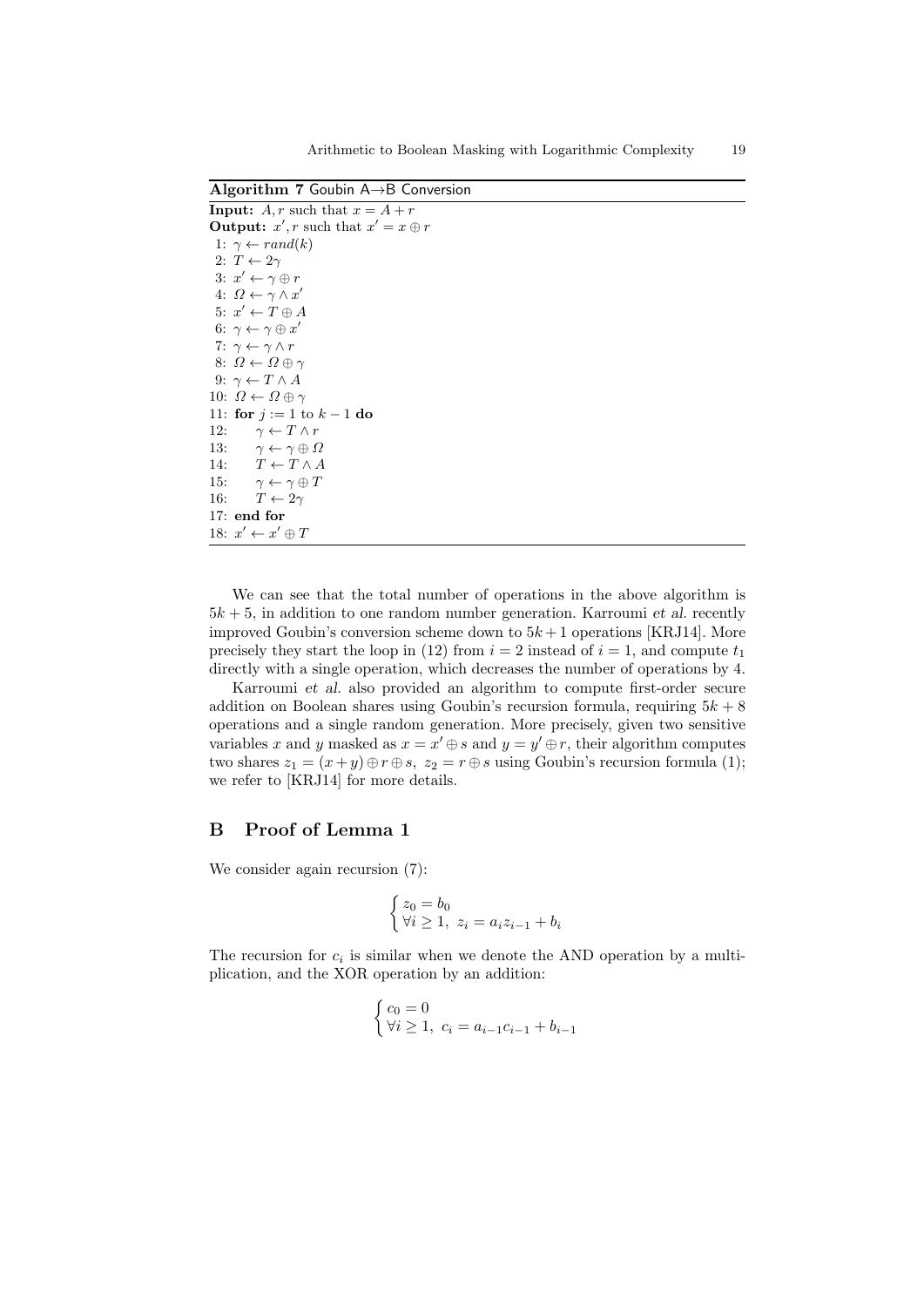**Algorithm 7** Goubin A→B Conversion

```
Input: A, r such that x = A + r
Output: x', r such that x' = x ⊕ r
 1: γ ← rand(k)
 2: T ← 2γ
 3: x' ← γ ⊕ r
 4: Ω ← γ ∧ x'
 5: x' ← T ⊕ A
 6: γ ← γ ⊕ x'
 7: γ ← γ ∧ r
 8: Ω ← Ω ⊕ γ
 9: γ ← T ∧ A
10: Ω ← Ω ⊕ γ
11: for j := 1 to k − 1 do
12:     γ ← T ∧ r
13:     γ ← γ ⊕ Ω
14:     T ← T ∧ A
15:     γ ← γ ⊕ T
16:     T ← 2γ
17: end for
18: x' ← x' ⊕ T
```

We can see that the total number of operations in the above algorithm is $5k + 5$, in addition to one random number generation. Karroumi *et al.* recently improved Goubin's conversion scheme down to $5k + 1$ operations [KRJ14]. More precisely they start the loop in (12) from $i = 2$ instead of $i = 1$, and compute $t_1$ directly with a single operation, which decreases the number of operations by 4.

Karroumi *et al.* also provided an algorithm to compute first-order secure addition on Boolean shares using Goubin's recursion formula, requiring $5k + 8$ operations and a single random generation. More precisely, given two sensitive variables $x$ and $y$ masked as $x = x' \oplus s$ and $y = y' \oplus r$, their algorithm computes two shares $z_1 = (x + y) \oplus r \oplus s$, $z_2 = r \oplus s$ using Goubin's recursion formula (1); we refer to [KRJ14] for more details.

## B Proof of Lemma 1

We consider again recursion (7):

$$\begin{cases} z_0 = b_0 \\ \forall i \geq 1,\ z_i = a_i z_{i-1} + b_i \end{cases}$$

The recursion for $c_i$ is similar when we denote the AND operation by a multiplication, and the XOR operation by an addition:

$$\begin{cases} c_0 = 0 \\ \forall i \geq 1,\ c_i = a_{i-1} c_{i-1} + b_{i-1} \end{cases}$$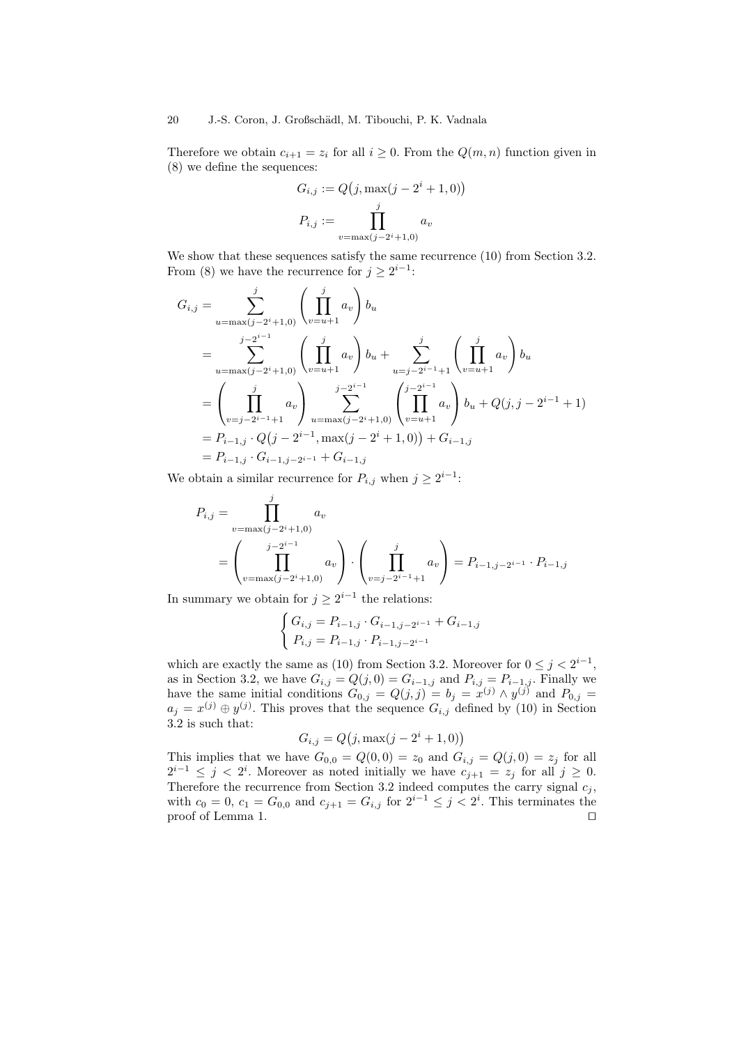Therefore we obtain $c_{i+1} = z_i$ for all $i \geq 0$. From the $Q(m,n)$ function given in (8) we define the sequences:

$$G_{i,j} := Q\big(j, \max(j - 2^i + 1, 0)\big)$$

$$P_{i,j} := \prod_{v=\max(j-2^i+1,0)}^{j} a_v$$

We show that these sequences satisfy the same recurrence (10) from Section 3.2. From (8) we have the recurrence for $j \geq 2^{i-1}$:

$$\begin{aligned}
G_{i,j} &= \sum_{u=\max(j-2^i+1,0)}^{j} \left( \prod_{v=u+1}^{j} a_v \right) b_u \\
&= \sum_{u=\max(j-2^i+1,0)}^{j-2^{i-1}} \left( \prod_{v=u+1}^{j} a_v \right) b_u + \sum_{u=j-2^{i-1}+1}^{j} \left( \prod_{v=u+1}^{j} a_v \right) b_u \\
&= \left( \prod_{v=j-2^{i-1}+1}^{j} a_v \right) \sum_{u=\max(j-2^i+1,0)}^{j-2^{i-1}} \left( \prod_{v=u+1}^{j-2^{i-1}} a_v \right) b_u + Q(j, j-2^{i-1}+1) \\
&= P_{i-1,j} \cdot Q\big(j - 2^{i-1}, \max(j - 2^i + 1, 0)\big) + G_{i-1,j} \\
&= P_{i-1,j} \cdot G_{i-1,j-2^{i-1}} + G_{i-1,j}
\end{aligned}$$

We obtain a similar recurrence for $P_{i,j}$ when $j \geq 2^{i-1}$:

$$\begin{aligned}
P_{i,j} &= \prod_{v=\max(j-2^i+1,0)}^{j} a_v \\
&= \left( \prod_{v=\max(j-2^i+1,0)}^{j-2^{i-1}} a_v \right) \cdot \left( \prod_{v=j-2^{i-1}+1}^{j} a_v \right) = P_{i-1,j-2^{i-1}} \cdot P_{i-1,j}
\end{aligned}$$

In summary we obtain for $j \geq 2^{i-1}$ the relations:

$$\begin{cases} G_{i,j} = P_{i-1,j} \cdot G_{i-1,j-2^{i-1}} + G_{i-1,j} \\ P_{i,j} = P_{i-1,j} \cdot P_{i-1,j-2^{i-1}} \end{cases}$$

which are exactly the same as (10) from Section 3.2. Moreover for $0 \leq j < 2^{i-1}$, as in Section 3.2, we have $G_{i,j} = Q(j,0) = G_{i-1,j}$ and $P_{i,j} = P_{i-1,j}$. Finally we have the same initial conditions $G_{0,j} = Q(j,j) = b_j = x^{(j)} \wedge y^{(j)}$ and $P_{0,j} = a_j = x^{(j)} \oplus y^{(j)}$. This proves that the sequence $G_{i,j}$ defined by (10) in Section 3.2 is such that:

$$G_{i,j} = Q\big(j, \max(j - 2^i + 1, 0)\big)$$

This implies that we have $G_{0,0} = Q(0,0) = z_0$ and $G_{i,j} = Q(j,0) = z_j$ for all $2^{i-1} \leq j < 2^i$. Moreover as noted initially we have $c_{j+1} = z_j$ for all $j \geq 0$. Therefore the recurrence from Section 3.2 indeed computes the carry signal $c_j$, with $c_0 = 0$, $c_1 = G_{0,0}$ and $c_{j+1} = G_{i,j}$ for $2^{i-1} \leq j < 2^i$. This terminates the proof of Lemma 1. □